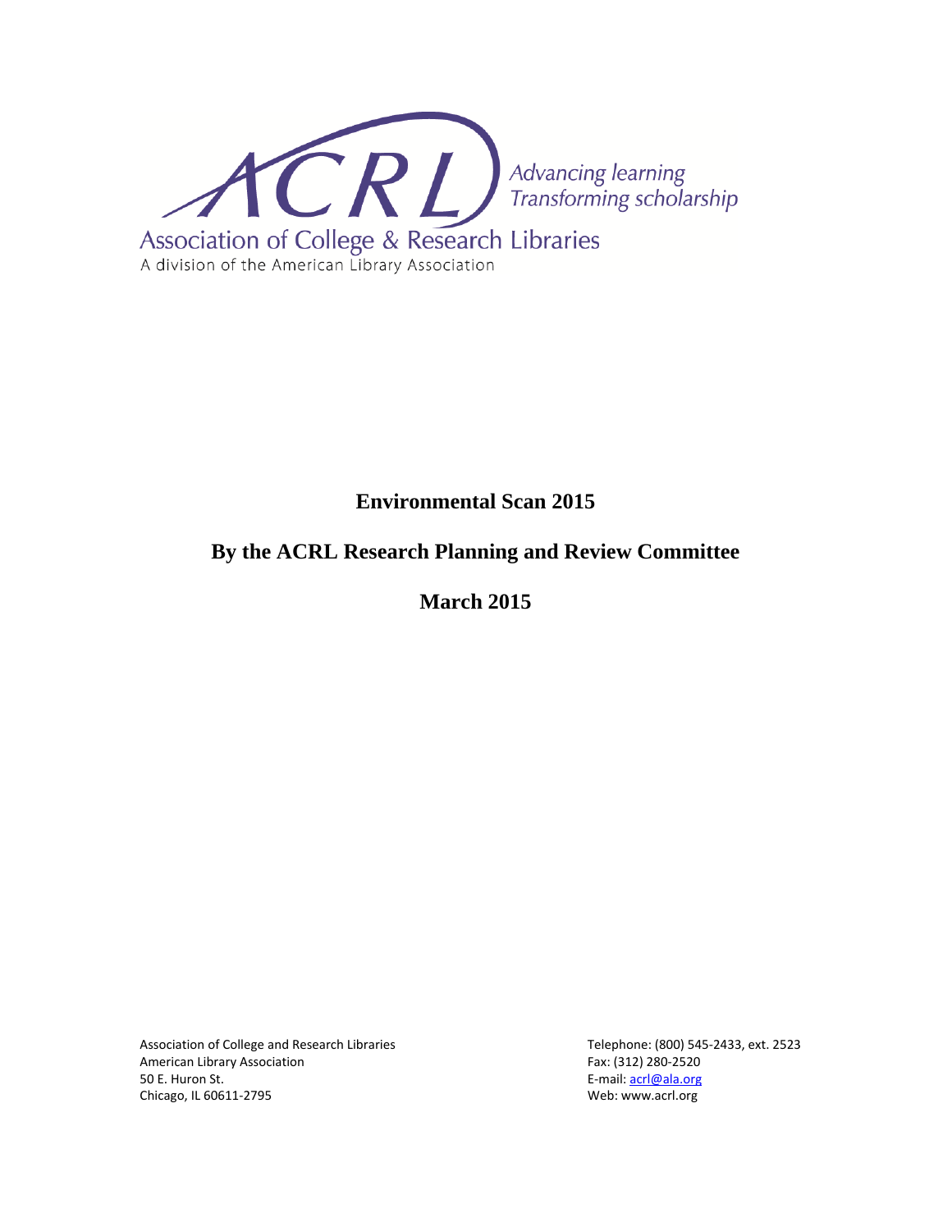ACRL

*Advancing learning*
*Transforming scholarship*

Association of College & Research Libraries
A division of the American Library Association

# Environmental Scan 2015

## By the ACRL Research Planning and Review Committee

## March 2015

Association of College and Research Libraries
American Library Association
50 E. Huron St.
Chicago, IL 60611-2795

Telephone: (800) 545-2433, ext. 2523
Fax: (312) 280-2520
E-mail: acrl@ala.org
Web: www.acrl.org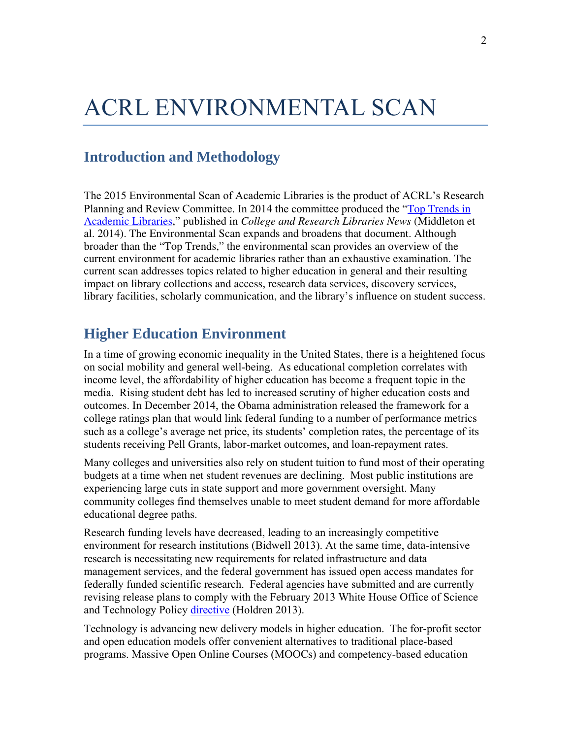# ACRL ENVIRONMENTAL SCAN

## Introduction and Methodology

The 2015 Environmental Scan of Academic Libraries is the product of ACRL's Research Planning and Review Committee. In 2014 the committee produced the "Top Trends in Academic Libraries," published in *College and Research Libraries News* (Middleton et al. 2014). The Environmental Scan expands and broadens that document. Although broader than the "Top Trends," the environmental scan provides an overview of the current environment for academic libraries rather than an exhaustive examination. The current scan addresses topics related to higher education in general and their resulting impact on library collections and access, research data services, discovery services, library facilities, scholarly communication, and the library's influence on student success.

## Higher Education Environment

In a time of growing economic inequality in the United States, there is a heightened focus on social mobility and general well-being. As educational completion correlates with income level, the affordability of higher education has become a frequent topic in the media. Rising student debt has led to increased scrutiny of higher education costs and outcomes. In December 2014, the Obama administration released the framework for a college ratings plan that would link federal funding to a number of performance metrics such as a college's average net price, its students' completion rates, the percentage of its students receiving Pell Grants, labor-market outcomes, and loan-repayment rates.

Many colleges and universities also rely on student tuition to fund most of their operating budgets at a time when net student revenues are declining. Most public institutions are experiencing large cuts in state support and more government oversight. Many community colleges find themselves unable to meet student demand for more affordable educational degree paths.

Research funding levels have decreased, leading to an increasingly competitive environment for research institutions (Bidwell 2013). At the same time, data-intensive research is necessitating new requirements for related infrastructure and data management services, and the federal government has issued open access mandates for federally funded scientific research. Federal agencies have submitted and are currently revising release plans to comply with the February 2013 White House Office of Science and Technology Policy directive (Holdren 2013).

Technology is advancing new delivery models in higher education. The for-profit sector and open education models offer convenient alternatives to traditional place-based programs. Massive Open Online Courses (MOOCs) and competency-based education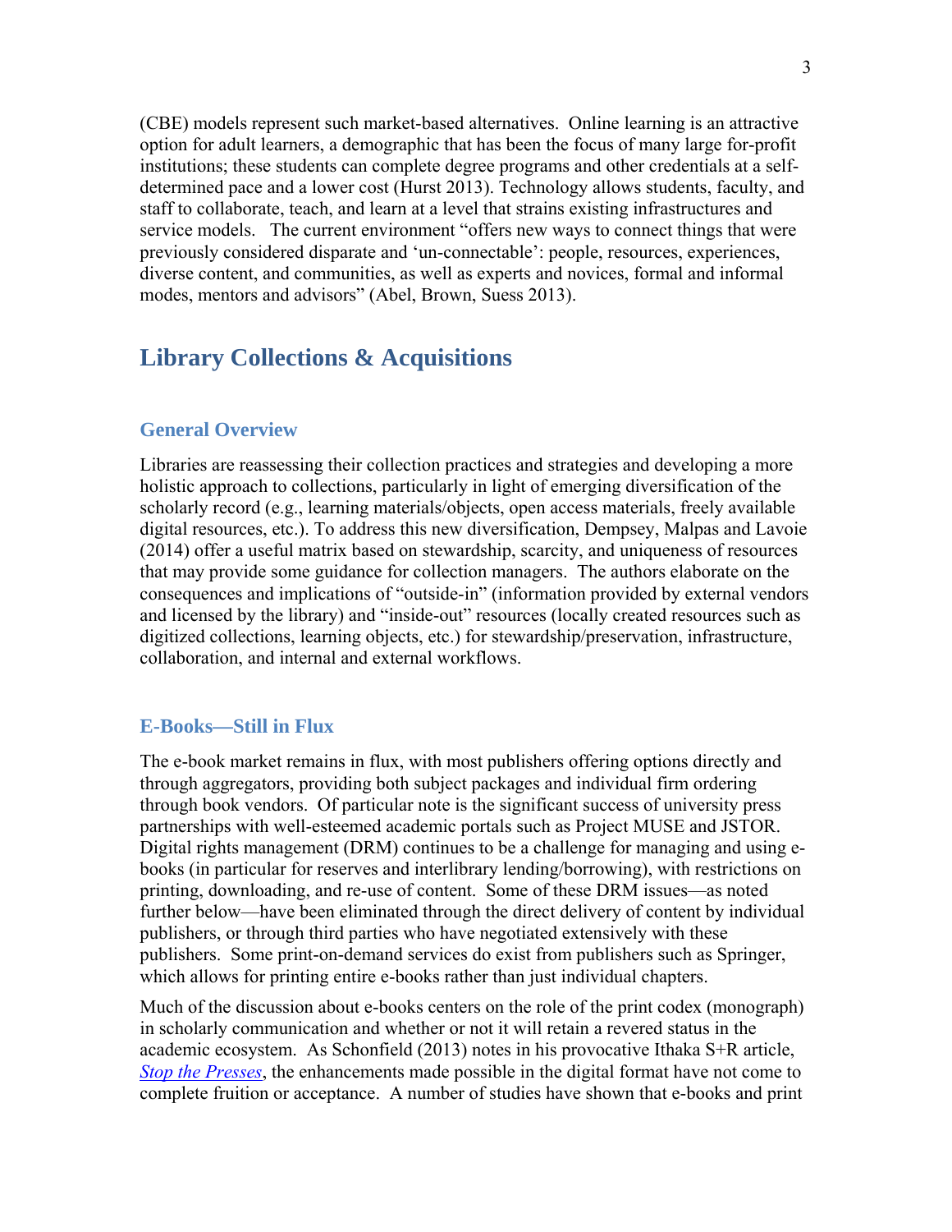(CBE) models represent such market-based alternatives. Online learning is an attractive option for adult learners, a demographic that has been the focus of many large for-profit institutions; these students can complete degree programs and other credentials at a self-determined pace and a lower cost (Hurst 2013). Technology allows students, faculty, and staff to collaborate, teach, and learn at a level that strains existing infrastructures and service models. The current environment "offers new ways to connect things that were previously considered disparate and 'un-connectable': people, resources, experiences, diverse content, and communities, as well as experts and novices, formal and informal modes, mentors and advisors" (Abel, Brown, Suess 2013).

# Library Collections & Acquisitions

## General Overview

Libraries are reassessing their collection practices and strategies and developing a more holistic approach to collections, particularly in light of emerging diversification of the scholarly record (e.g., learning materials/objects, open access materials, freely available digital resources, etc.). To address this new diversification, Dempsey, Malpas and Lavoie (2014) offer a useful matrix based on stewardship, scarcity, and uniqueness of resources that may provide some guidance for collection managers. The authors elaborate on the consequences and implications of "outside-in" (information provided by external vendors and licensed by the library) and "inside-out" resources (locally created resources such as digitized collections, learning objects, etc.) for stewardship/preservation, infrastructure, collaboration, and internal and external workflows.

## E-Books—Still in Flux

The e-book market remains in flux, with most publishers offering options directly and through aggregators, providing both subject packages and individual firm ordering through book vendors. Of particular note is the significant success of university press partnerships with well-esteemed academic portals such as Project MUSE and JSTOR. Digital rights management (DRM) continues to be a challenge for managing and using e-books (in particular for reserves and interlibrary lending/borrowing), with restrictions on printing, downloading, and re-use of content. Some of these DRM issues—as noted further below—have been eliminated through the direct delivery of content by individual publishers, or through third parties who have negotiated extensively with these publishers. Some print-on-demand services do exist from publishers such as Springer, which allows for printing entire e-books rather than just individual chapters.

Much of the discussion about e-books centers on the role of the print codex (monograph) in scholarly communication and whether or not it will retain a revered status in the academic ecosystem. As Schonfield (2013) notes in his provocative Ithaka S+R article, *Stop the Presses*, the enhancements made possible in the digital format have not come to complete fruition or acceptance. A number of studies have shown that e-books and print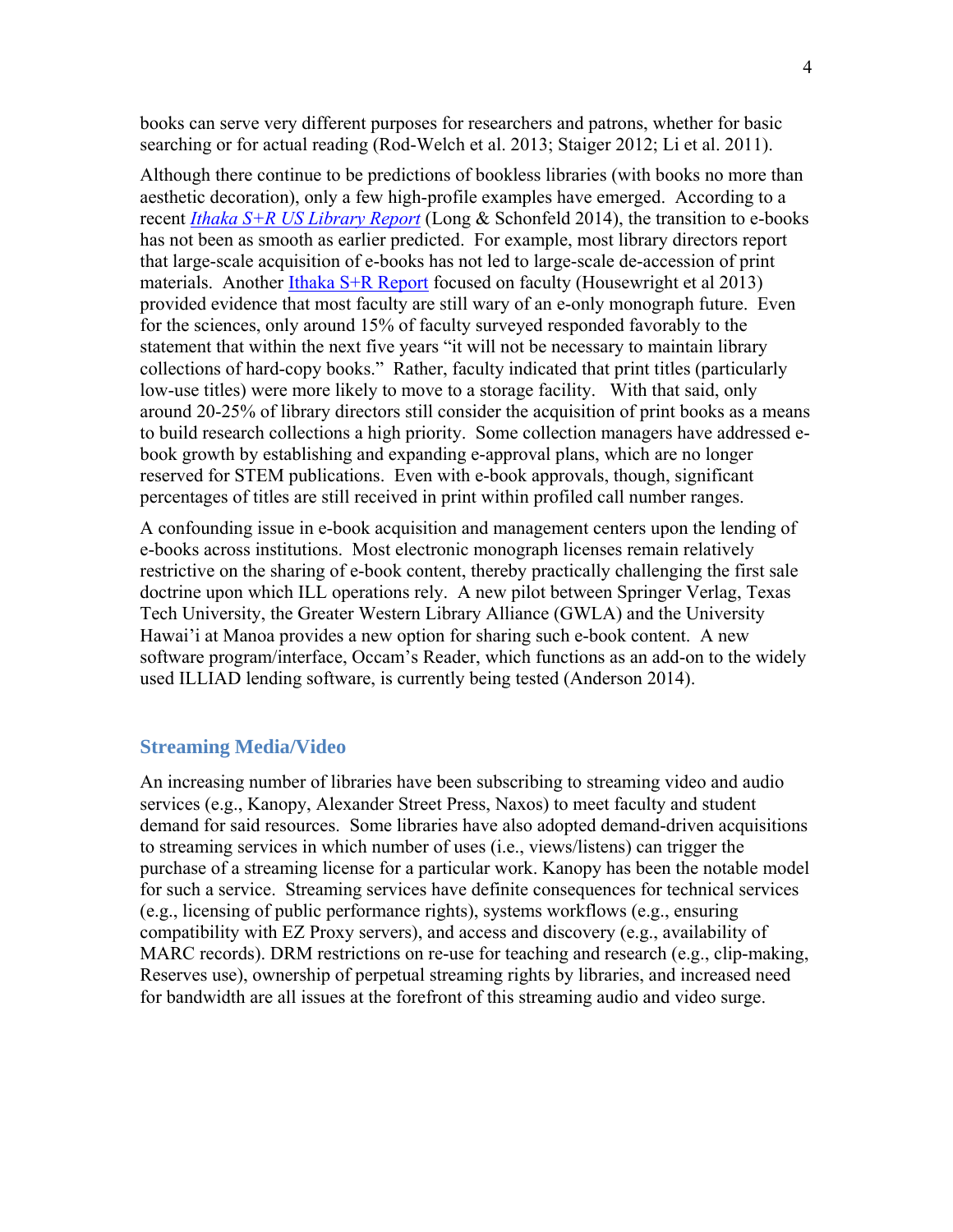books can serve very different purposes for researchers and patrons, whether for basic searching or for actual reading (Rod-Welch et al. 2013; Staiger 2012; Li et al. 2011).

Although there continue to be predictions of bookless libraries (with books no more than aesthetic decoration), only a few high-profile examples have emerged. According to a recent [*Ithaka S+R US Library Report*]() (Long & Schonfeld 2014), the transition to e-books has not been as smooth as earlier predicted. For example, most library directors report that large-scale acquisition of e-books has not led to large-scale de-accession of print materials. Another [Ithaka S+R Report]() focused on faculty (Housewright et al 2013) provided evidence that most faculty are still wary of an e-only monograph future. Even for the sciences, only around 15% of faculty surveyed responded favorably to the statement that within the next five years "it will not be necessary to maintain library collections of hard-copy books." Rather, faculty indicated that print titles (particularly low-use titles) were more likely to move to a storage facility. With that said, only around 20-25% of library directors still consider the acquisition of print books as a means to build research collections a high priority. Some collection managers have addressed e-book growth by establishing and expanding e-approval plans, which are no longer reserved for STEM publications. Even with e-book approvals, though, significant percentages of titles are still received in print within profiled call number ranges.

A confounding issue in e-book acquisition and management centers upon the lending of e-books across institutions. Most electronic monograph licenses remain relatively restrictive on the sharing of e-book content, thereby practically challenging the first sale doctrine upon which ILL operations rely. A new pilot between Springer Verlag, Texas Tech University, the Greater Western Library Alliance (GWLA) and the University Hawai'i at Manoa provides a new option for sharing such e-book content. A new software program/interface, Occam's Reader, which functions as an add-on to the widely used ILLIAD lending software, is currently being tested (Anderson 2014).

## Streaming Media/Video

An increasing number of libraries have been subscribing to streaming video and audio services (e.g., Kanopy, Alexander Street Press, Naxos) to meet faculty and student demand for said resources. Some libraries have also adopted demand-driven acquisitions to streaming services in which number of uses (i.e., views/listens) can trigger the purchase of a streaming license for a particular work. Kanopy has been the notable model for such a service. Streaming services have definite consequences for technical services (e.g., licensing of public performance rights), systems workflows (e.g., ensuring compatibility with EZ Proxy servers), and access and discovery (e.g., availability of MARC records). DRM restrictions on re-use for teaching and research (e.g., clip-making, Reserves use), ownership of perpetual streaming rights by libraries, and increased need for bandwidth are all issues at the forefront of this streaming audio and video surge.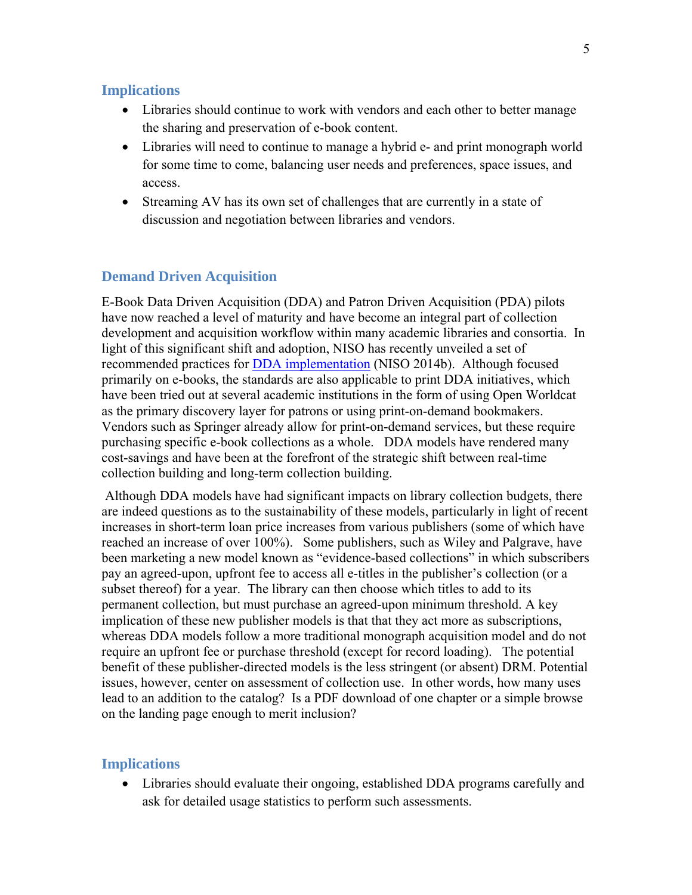## Implications

- Libraries should continue to work with vendors and each other to better manage the sharing and preservation of e-book content.
- Libraries will need to continue to manage a hybrid e- and print monograph world for some time to come, balancing user needs and preferences, space issues, and access.
- Streaming AV has its own set of challenges that are currently in a state of discussion and negotiation between libraries and vendors.

## Demand Driven Acquisition

E-Book Data Driven Acquisition (DDA) and Patron Driven Acquisition (PDA) pilots have now reached a level of maturity and have become an integral part of collection development and acquisition workflow within many academic libraries and consortia. In light of this significant shift and adoption, NISO has recently unveiled a set of recommended practices for DDA implementation (NISO 2014b). Although focused primarily on e-books, the standards are also applicable to print DDA initiatives, which have been tried out at several academic institutions in the form of using Open Worldcat as the primary discovery layer for patrons or using print-on-demand bookmakers. Vendors such as Springer already allow for print-on-demand services, but these require purchasing specific e-book collections as a whole. DDA models have rendered many cost-savings and have been at the forefront of the strategic shift between real-time collection building and long-term collection building.

Although DDA models have had significant impacts on library collection budgets, there are indeed questions as to the sustainability of these models, particularly in light of recent increases in short-term loan price increases from various publishers (some of which have reached an increase of over 100%). Some publishers, such as Wiley and Palgrave, have been marketing a new model known as "evidence-based collections" in which subscribers pay an agreed-upon, upfront fee to access all e-titles in the publisher's collection (or a subset thereof) for a year. The library can then choose which titles to add to its permanent collection, but must purchase an agreed-upon minimum threshold. A key implication of these new publisher models is that that they act more as subscriptions, whereas DDA models follow a more traditional monograph acquisition model and do not require an upfront fee or purchase threshold (except for record loading). The potential benefit of these publisher-directed models is the less stringent (or absent) DRM. Potential issues, however, center on assessment of collection use. In other words, how many uses lead to an addition to the catalog? Is a PDF download of one chapter or a simple browse on the landing page enough to merit inclusion?

## Implications

- Libraries should evaluate their ongoing, established DDA programs carefully and ask for detailed usage statistics to perform such assessments.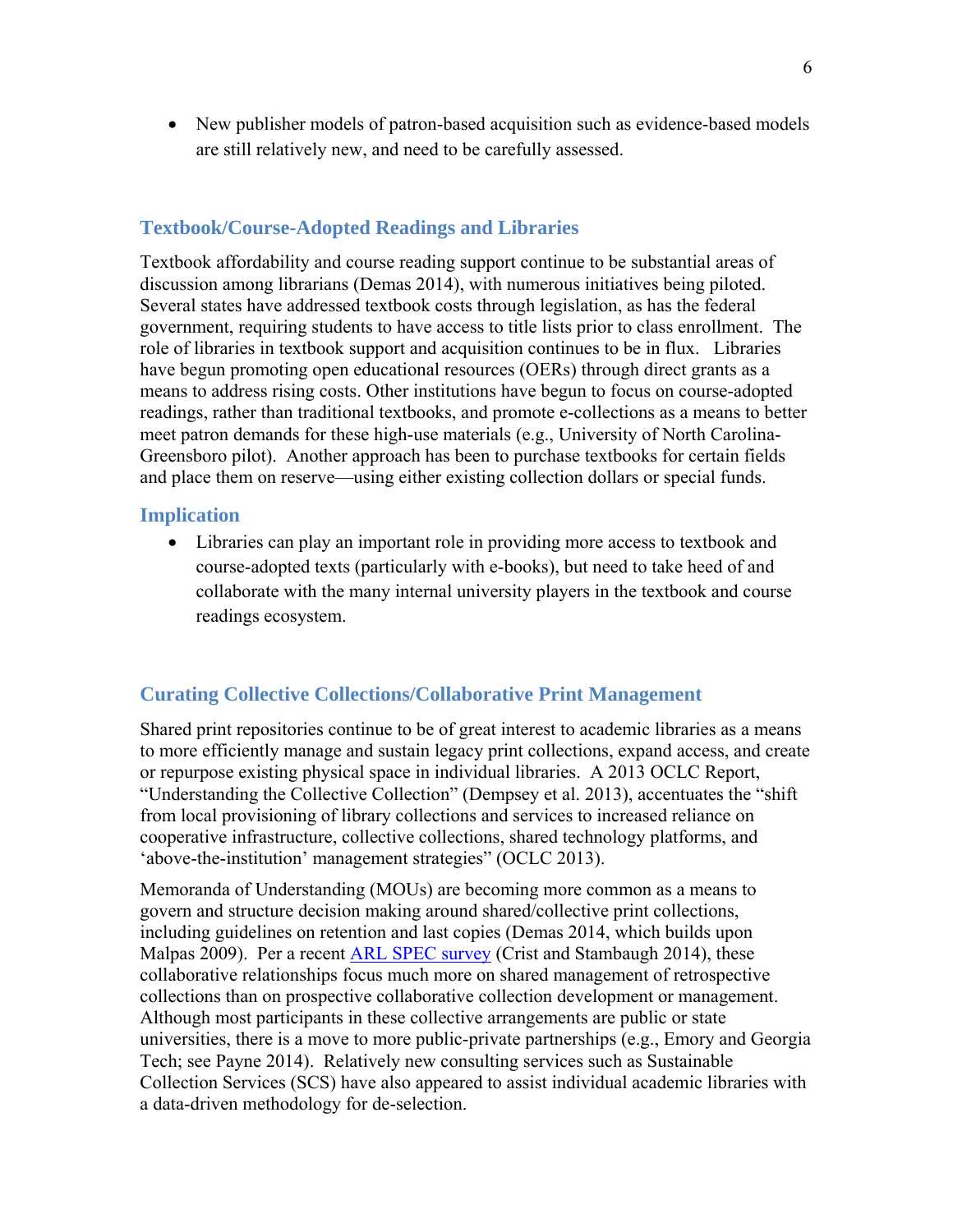- New publisher models of patron-based acquisition such as evidence-based models are still relatively new, and need to be carefully assessed.

## Textbook/Course-Adopted Readings and Libraries

Textbook affordability and course reading support continue to be substantial areas of discussion among librarians (Demas 2014), with numerous initiatives being piloted. Several states have addressed textbook costs through legislation, as has the federal government, requiring students to have access to title lists prior to class enrollment. The role of libraries in textbook support and acquisition continues to be in flux. Libraries have begun promoting open educational resources (OERs) through direct grants as a means to address rising costs. Other institutions have begun to focus on course-adopted readings, rather than traditional textbooks, and promote e-collections as a means to better meet patron demands for these high-use materials (e.g., University of North Carolina-Greensboro pilot). Another approach has been to purchase textbooks for certain fields and place them on reserve—using either existing collection dollars or special funds.

### Implication

- Libraries can play an important role in providing more access to textbook and course-adopted texts (particularly with e-books), but need to take heed of and collaborate with the many internal university players in the textbook and course readings ecosystem.

## Curating Collective Collections/Collaborative Print Management

Shared print repositories continue to be of great interest to academic libraries as a means to more efficiently manage and sustain legacy print collections, expand access, and create or repurpose existing physical space in individual libraries. A 2013 OCLC Report, "Understanding the Collective Collection" (Dempsey et al. 2013), accentuates the "shift from local provisioning of library collections and services to increased reliance on cooperative infrastructure, collective collections, shared technology platforms, and 'above-the-institution' management strategies" (OCLC 2013).

Memoranda of Understanding (MOUs) are becoming more common as a means to govern and structure decision making around shared/collective print collections, including guidelines on retention and last copies (Demas 2014, which builds upon Malpas 2009). Per a recent ARL SPEC survey (Crist and Stambaugh 2014), these collaborative relationships focus much more on shared management of retrospective collections than on prospective collaborative collection development or management. Although most participants in these collective arrangements are public or state universities, there is a move to more public-private partnerships (e.g., Emory and Georgia Tech; see Payne 2014). Relatively new consulting services such as Sustainable Collection Services (SCS) have also appeared to assist individual academic libraries with a data-driven methodology for de-selection.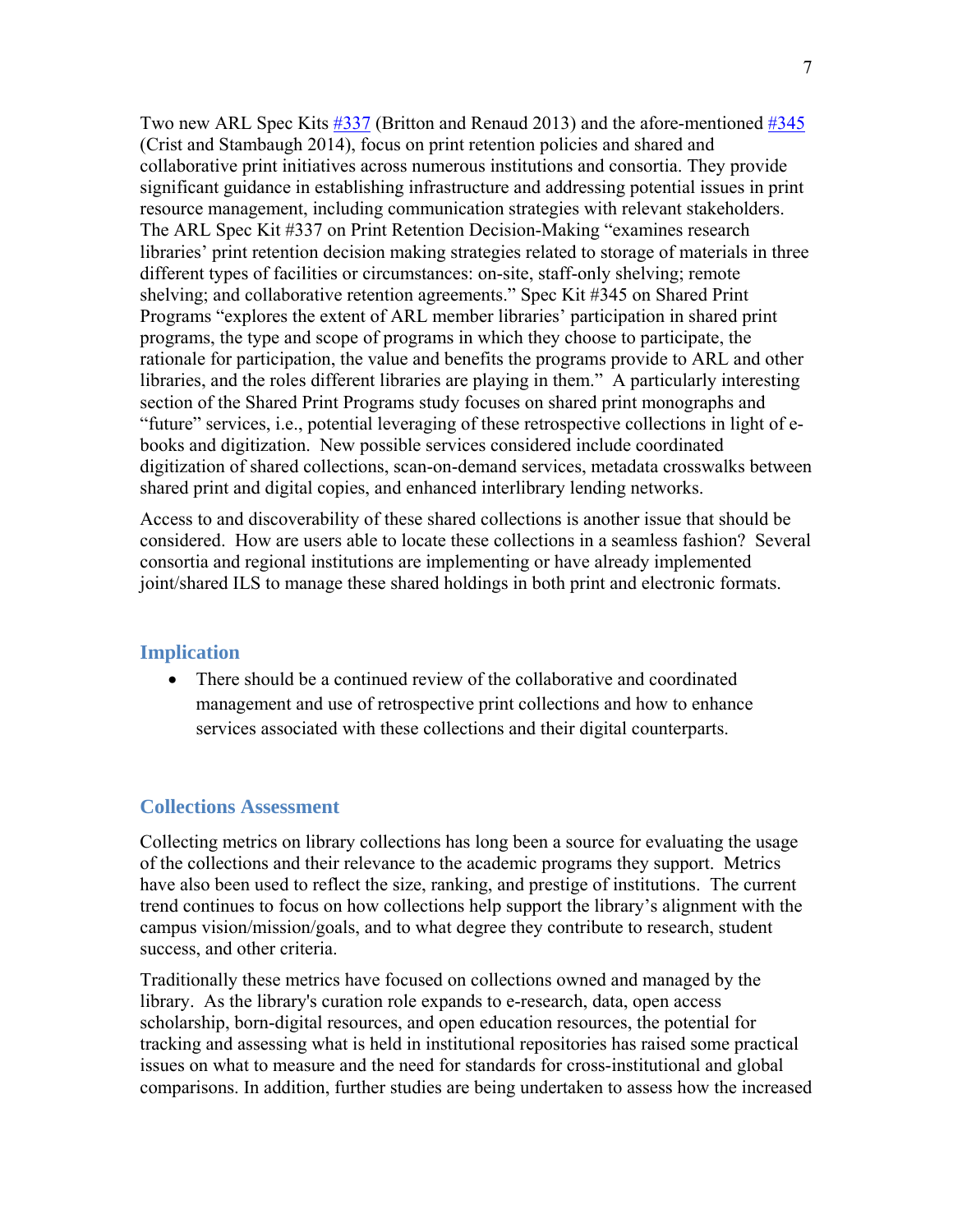Two new ARL Spec Kits [#337](#) (Britton and Renaud 2013) and the afore-mentioned [#345](#) (Crist and Stambaugh 2014), focus on print retention policies and shared and collaborative print initiatives across numerous institutions and consortia. They provide significant guidance in establishing infrastructure and addressing potential issues in print resource management, including communication strategies with relevant stakeholders. The ARL Spec Kit #337 on Print Retention Decision-Making "examines research libraries' print retention decision making strategies related to storage of materials in three different types of facilities or circumstances: on-site, staff-only shelving; remote shelving; and collaborative retention agreements." Spec Kit #345 on Shared Print Programs "explores the extent of ARL member libraries' participation in shared print programs, the type and scope of programs in which they choose to participate, the rationale for participation, the value and benefits the programs provide to ARL and other libraries, and the roles different libraries are playing in them." A particularly interesting section of the Shared Print Programs study focuses on shared print monographs and "future" services, i.e., potential leveraging of these retrospective collections in light of e-books and digitization. New possible services considered include coordinated digitization of shared collections, scan-on-demand services, metadata crosswalks between shared print and digital copies, and enhanced interlibrary lending networks.

Access to and discoverability of these shared collections is another issue that should be considered. How are users able to locate these collections in a seamless fashion? Several consortia and regional institutions are implementing or have already implemented joint/shared ILS to manage these shared holdings in both print and electronic formats.

## Implication

- There should be a continued review of the collaborative and coordinated management and use of retrospective print collections and how to enhance services associated with these collections and their digital counterparts.

## Collections Assessment

Collecting metrics on library collections has long been a source for evaluating the usage of the collections and their relevance to the academic programs they support. Metrics have also been used to reflect the size, ranking, and prestige of institutions. The current trend continues to focus on how collections help support the library's alignment with the campus vision/mission/goals, and to what degree they contribute to research, student success, and other criteria.

Traditionally these metrics have focused on collections owned and managed by the library. As the library's curation role expands to e-research, data, open access scholarship, born-digital resources, and open education resources, the potential for tracking and assessing what is held in institutional repositories has raised some practical issues on what to measure and the need for standards for cross-institutional and global comparisons. In addition, further studies are being undertaken to assess how the increased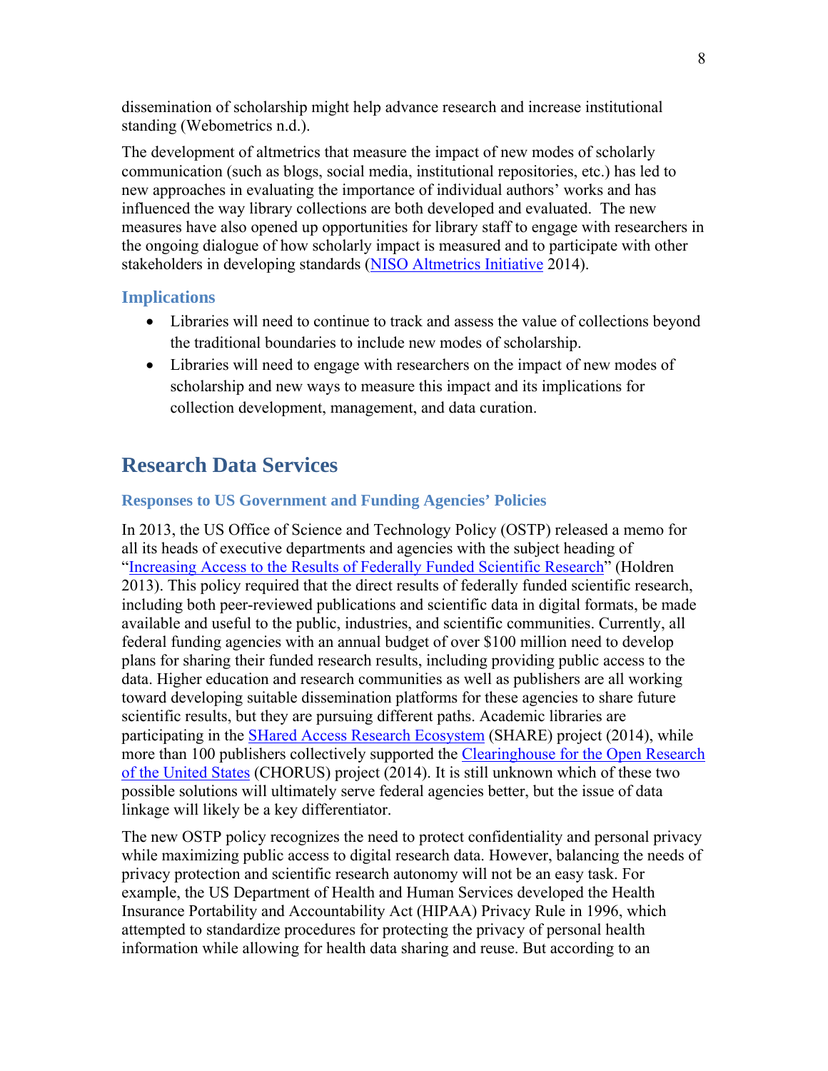dissemination of scholarship might help advance research and increase institutional standing (Webometrics n.d.).

The development of altmetrics that measure the impact of new modes of scholarly communication (such as blogs, social media, institutional repositories, etc.) has led to new approaches in evaluating the importance of individual authors' works and has influenced the way library collections are both developed and evaluated. The new measures have also opened up opportunities for library staff to engage with researchers in the ongoing dialogue of how scholarly impact is measured and to participate with other stakeholders in developing standards (NISO Altmetrics Initiative 2014).

### Implications

- Libraries will need to continue to track and assess the value of collections beyond the traditional boundaries to include new modes of scholarship.
- Libraries will need to engage with researchers on the impact of new modes of scholarship and new ways to measure this impact and its implications for collection development, management, and data curation.

## Research Data Services

### Responses to US Government and Funding Agencies' Policies

In 2013, the US Office of Science and Technology Policy (OSTP) released a memo for all its heads of executive departments and agencies with the subject heading of "Increasing Access to the Results of Federally Funded Scientific Research" (Holdren 2013). This policy required that the direct results of federally funded scientific research, including both peer-reviewed publications and scientific data in digital formats, be made available and useful to the public, industries, and scientific communities. Currently, all federal funding agencies with an annual budget of over $100 million need to develop plans for sharing their funded research results, including providing public access to the data. Higher education and research communities as well as publishers are all working toward developing suitable dissemination platforms for these agencies to share future scientific results, but they are pursuing different paths. Academic libraries are participating in the SHared Access Research Ecosystem (SHARE) project (2014), while more than 100 publishers collectively supported the Clearinghouse for the Open Research of the United States (CHORUS) project (2014). It is still unknown which of these two possible solutions will ultimately serve federal agencies better, but the issue of data linkage will likely be a key differentiator.

The new OSTP policy recognizes the need to protect confidentiality and personal privacy while maximizing public access to digital research data. However, balancing the needs of privacy protection and scientific research autonomy will not be an easy task. For example, the US Department of Health and Human Services developed the Health Insurance Portability and Accountability Act (HIPAA) Privacy Rule in 1996, which attempted to standardize procedures for protecting the privacy of personal health information while allowing for health data sharing and reuse. But according to an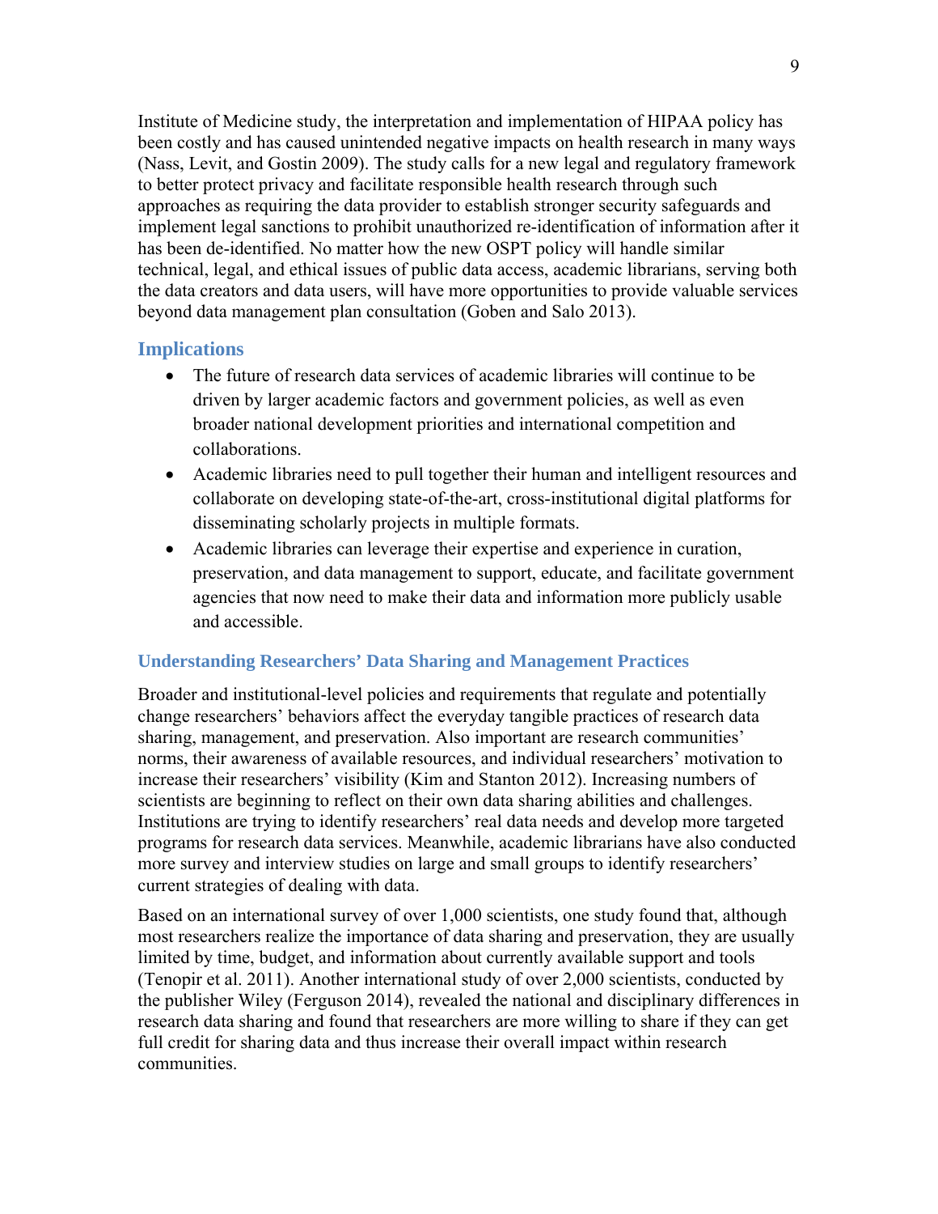Institute of Medicine study, the interpretation and implementation of HIPAA policy has been costly and has caused unintended negative impacts on health research in many ways (Nass, Levit, and Gostin 2009). The study calls for a new legal and regulatory framework to better protect privacy and facilitate responsible health research through such approaches as requiring the data provider to establish stronger security safeguards and implement legal sanctions to prohibit unauthorized re-identification of information after it has been de-identified. No matter how the new OSPT policy will handle similar technical, legal, and ethical issues of public data access, academic librarians, serving both the data creators and data users, will have more opportunities to provide valuable services beyond data management plan consultation (Goben and Salo 2013).

## Implications

- The future of research data services of academic libraries will continue to be driven by larger academic factors and government policies, as well as even broader national development priorities and international competition and collaborations.
- Academic libraries need to pull together their human and intelligent resources and collaborate on developing state-of-the-art, cross-institutional digital platforms for disseminating scholarly projects in multiple formats.
- Academic libraries can leverage their expertise and experience in curation, preservation, and data management to support, educate, and facilitate government agencies that now need to make their data and information more publicly usable and accessible.

### Understanding Researchers' Data Sharing and Management Practices

Broader and institutional-level policies and requirements that regulate and potentially change researchers' behaviors affect the everyday tangible practices of research data sharing, management, and preservation. Also important are research communities' norms, their awareness of available resources, and individual researchers' motivation to increase their researchers' visibility (Kim and Stanton 2012). Increasing numbers of scientists are beginning to reflect on their own data sharing abilities and challenges. Institutions are trying to identify researchers' real data needs and develop more targeted programs for research data services. Meanwhile, academic librarians have also conducted more survey and interview studies on large and small groups to identify researchers' current strategies of dealing with data.

Based on an international survey of over 1,000 scientists, one study found that, although most researchers realize the importance of data sharing and preservation, they are usually limited by time, budget, and information about currently available support and tools (Tenopir et al. 2011). Another international study of over 2,000 scientists, conducted by the publisher Wiley (Ferguson 2014), revealed the national and disciplinary differences in research data sharing and found that researchers are more willing to share if they can get full credit for sharing data and thus increase their overall impact within research communities.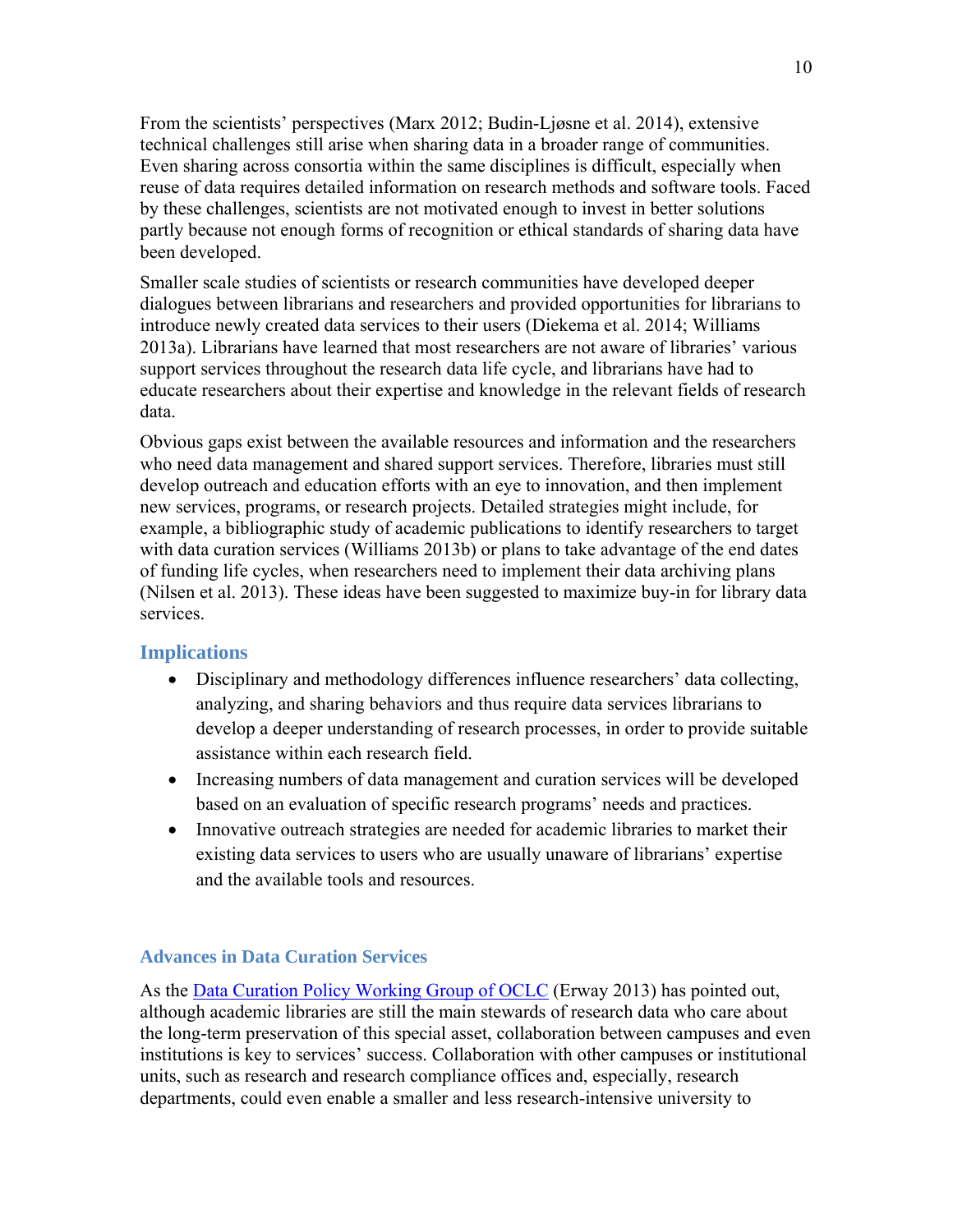From the scientists' perspectives (Marx 2012; Budin-Ljøsne et al. 2014), extensive technical challenges still arise when sharing data in a broader range of communities. Even sharing across consortia within the same disciplines is difficult, especially when reuse of data requires detailed information on research methods and software tools. Faced by these challenges, scientists are not motivated enough to invest in better solutions partly because not enough forms of recognition or ethical standards of sharing data have been developed.

Smaller scale studies of scientists or research communities have developed deeper dialogues between librarians and researchers and provided opportunities for librarians to introduce newly created data services to their users (Diekema et al. 2014; Williams 2013a). Librarians have learned that most researchers are not aware of libraries' various support services throughout the research data life cycle, and librarians have had to educate researchers about their expertise and knowledge in the relevant fields of research data.

Obvious gaps exist between the available resources and information and the researchers who need data management and shared support services. Therefore, libraries must still develop outreach and education efforts with an eye to innovation, and then implement new services, programs, or research projects. Detailed strategies might include, for example, a bibliographic study of academic publications to identify researchers to target with data curation services (Williams 2013b) or plans to take advantage of the end dates of funding life cycles, when researchers need to implement their data archiving plans (Nilsen et al. 2013). These ideas have been suggested to maximize buy-in for library data services.

## Implications

- Disciplinary and methodology differences influence researchers' data collecting, analyzing, and sharing behaviors and thus require data services librarians to develop a deeper understanding of research processes, in order to provide suitable assistance within each research field.
- Increasing numbers of data management and curation services will be developed based on an evaluation of specific research programs' needs and practices.
- Innovative outreach strategies are needed for academic libraries to market their existing data services to users who are usually unaware of librarians' expertise and the available tools and resources.

### Advances in Data Curation Services

As the [Data Curation Policy Working Group of OCLC](#) (Erway 2013) has pointed out, although academic libraries are still the main stewards of research data who care about the long-term preservation of this special asset, collaboration between campuses and even institutions is key to services' success. Collaboration with other campuses or institutional units, such as research and research compliance offices and, especially, research departments, could even enable a smaller and less research-intensive university to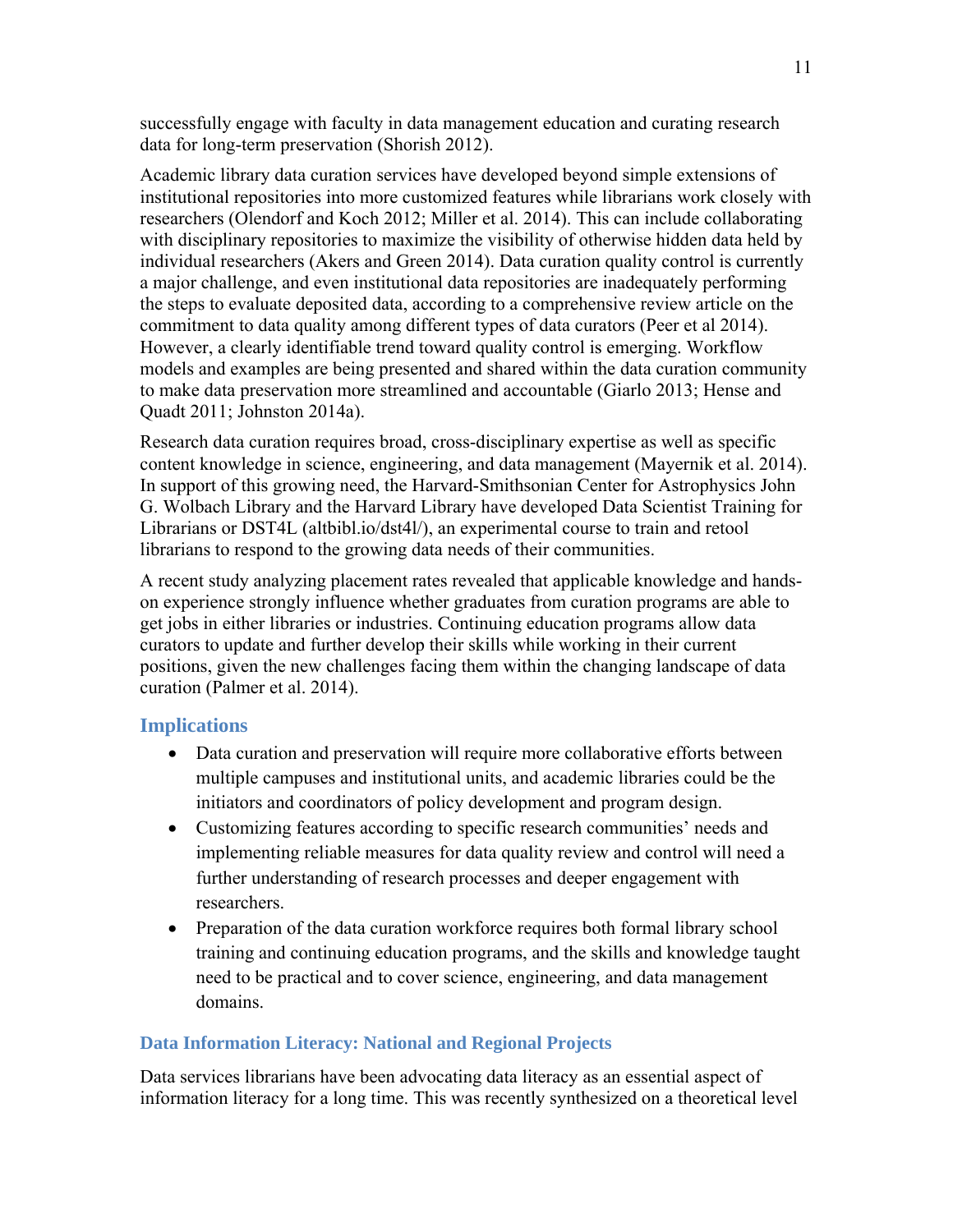successfully engage with faculty in data management education and curating research data for long-term preservation (Shorish 2012).

Academic library data curation services have developed beyond simple extensions of institutional repositories into more customized features while librarians work closely with researchers (Olendorf and Koch 2012; Miller et al. 2014). This can include collaborating with disciplinary repositories to maximize the visibility of otherwise hidden data held by individual researchers (Akers and Green 2014). Data curation quality control is currently a major challenge, and even institutional data repositories are inadequately performing the steps to evaluate deposited data, according to a comprehensive review article on the commitment to data quality among different types of data curators (Peer et al 2014). However, a clearly identifiable trend toward quality control is emerging. Workflow models and examples are being presented and shared within the data curation community to make data preservation more streamlined and accountable (Giarlo 2013; Hense and Quadt 2011; Johnston 2014a).

Research data curation requires broad, cross-disciplinary expertise as well as specific content knowledge in science, engineering, and data management (Mayernik et al. 2014). In support of this growing need, the Harvard-Smithsonian Center for Astrophysics John G. Wolbach Library and the Harvard Library have developed Data Scientist Training for Librarians or DST4L (altbibl.io/dst4l/), an experimental course to train and retool librarians to respond to the growing data needs of their communities.

A recent study analyzing placement rates revealed that applicable knowledge and hands-on experience strongly influence whether graduates from curation programs are able to get jobs in either libraries or industries. Continuing education programs allow data curators to update and further develop their skills while working in their current positions, given the new challenges facing them within the changing landscape of data curation (Palmer et al. 2014).

## Implications

- Data curation and preservation will require more collaborative efforts between multiple campuses and institutional units, and academic libraries could be the initiators and coordinators of policy development and program design.
- Customizing features according to specific research communities' needs and implementing reliable measures for data quality review and control will need a further understanding of research processes and deeper engagement with researchers.
- Preparation of the data curation workforce requires both formal library school training and continuing education programs, and the skills and knowledge taught need to be practical and to cover science, engineering, and data management domains.

### Data Information Literacy: National and Regional Projects

Data services librarians have been advocating data literacy as an essential aspect of information literacy for a long time. This was recently synthesized on a theoretical level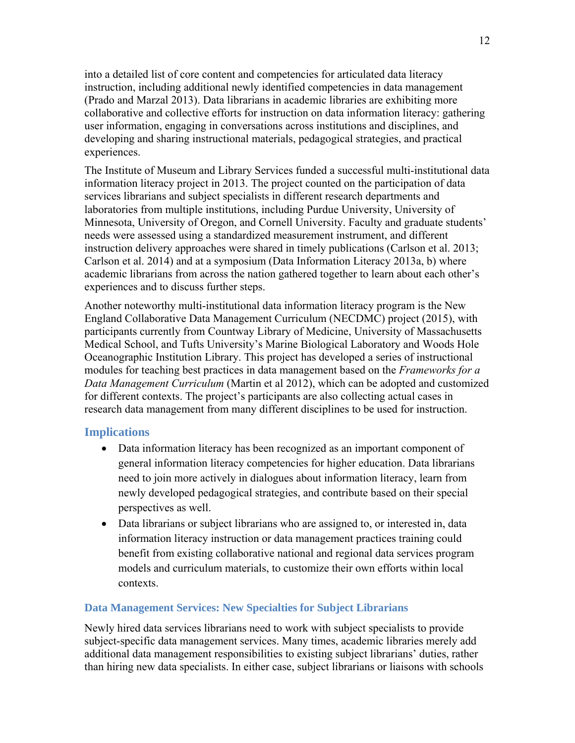into a detailed list of core content and competencies for articulated data literacy instruction, including additional newly identified competencies in data management (Prado and Marzal 2013). Data librarians in academic libraries are exhibiting more collaborative and collective efforts for instruction on data information literacy: gathering user information, engaging in conversations across institutions and disciplines, and developing and sharing instructional materials, pedagogical strategies, and practical experiences.

The Institute of Museum and Library Services funded a successful multi-institutional data information literacy project in 2013. The project counted on the participation of data services librarians and subject specialists in different research departments and laboratories from multiple institutions, including Purdue University, University of Minnesota, University of Oregon, and Cornell University. Faculty and graduate students' needs were assessed using a standardized measurement instrument, and different instruction delivery approaches were shared in timely publications (Carlson et al. 2013; Carlson et al. 2014) and at a symposium (Data Information Literacy 2013a, b) where academic librarians from across the nation gathered together to learn about each other's experiences and to discuss further steps.

Another noteworthy multi-institutional data information literacy program is the New England Collaborative Data Management Curriculum (NECDMC) project (2015), with participants currently from Countway Library of Medicine, University of Massachusetts Medical School, and Tufts University's Marine Biological Laboratory and Woods Hole Oceanographic Institution Library. This project has developed a series of instructional modules for teaching best practices in data management based on the *Frameworks for a Data Management Curriculum* (Martin et al 2012), which can be adopted and customized for different contexts. The project's participants are also collecting actual cases in research data management from many different disciplines to be used for instruction.

## Implications

- Data information literacy has been recognized as an important component of general information literacy competencies for higher education. Data librarians need to join more actively in dialogues about information literacy, learn from newly developed pedagogical strategies, and contribute based on their special perspectives as well.
- Data librarians or subject librarians who are assigned to, or interested in, data information literacy instruction or data management practices training could benefit from existing collaborative national and regional data services program models and curriculum materials, to customize their own efforts within local contexts.

### Data Management Services: New Specialties for Subject Librarians

Newly hired data services librarians need to work with subject specialists to provide subject-specific data management services. Many times, academic libraries merely add additional data management responsibilities to existing subject librarians' duties, rather than hiring new data specialists. In either case, subject librarians or liaisons with schools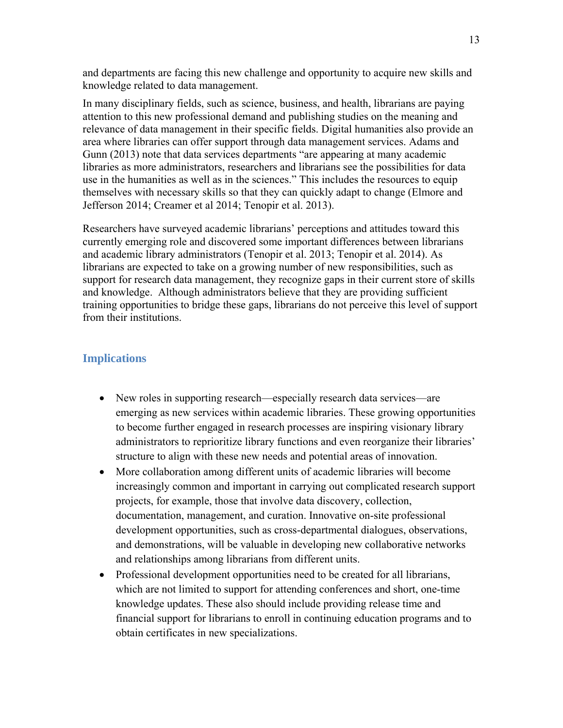and departments are facing this new challenge and opportunity to acquire new skills and knowledge related to data management.

In many disciplinary fields, such as science, business, and health, librarians are paying attention to this new professional demand and publishing studies on the meaning and relevance of data management in their specific fields. Digital humanities also provide an area where libraries can offer support through data management services. Adams and Gunn (2013) note that data services departments "are appearing at many academic libraries as more administrators, researchers and librarians see the possibilities for data use in the humanities as well as in the sciences." This includes the resources to equip themselves with necessary skills so that they can quickly adapt to change (Elmore and Jefferson 2014; Creamer et al 2014; Tenopir et al. 2013).

Researchers have surveyed academic librarians' perceptions and attitudes toward this currently emerging role and discovered some important differences between librarians and academic library administrators (Tenopir et al. 2013; Tenopir et al. 2014). As librarians are expected to take on a growing number of new responsibilities, such as support for research data management, they recognize gaps in their current store of skills and knowledge. Although administrators believe that they are providing sufficient training opportunities to bridge these gaps, librarians do not perceive this level of support from their institutions.

## Implications

- New roles in supporting research—especially research data services—are emerging as new services within academic libraries. These growing opportunities to become further engaged in research processes are inspiring visionary library administrators to reprioritize library functions and even reorganize their libraries' structure to align with these new needs and potential areas of innovation.
- More collaboration among different units of academic libraries will become increasingly common and important in carrying out complicated research support projects, for example, those that involve data discovery, collection, documentation, management, and curation. Innovative on-site professional development opportunities, such as cross-departmental dialogues, observations, and demonstrations, will be valuable in developing new collaborative networks and relationships among librarians from different units.
- Professional development opportunities need to be created for all librarians, which are not limited to support for attending conferences and short, one-time knowledge updates. These also should include providing release time and financial support for librarians to enroll in continuing education programs and to obtain certificates in new specializations.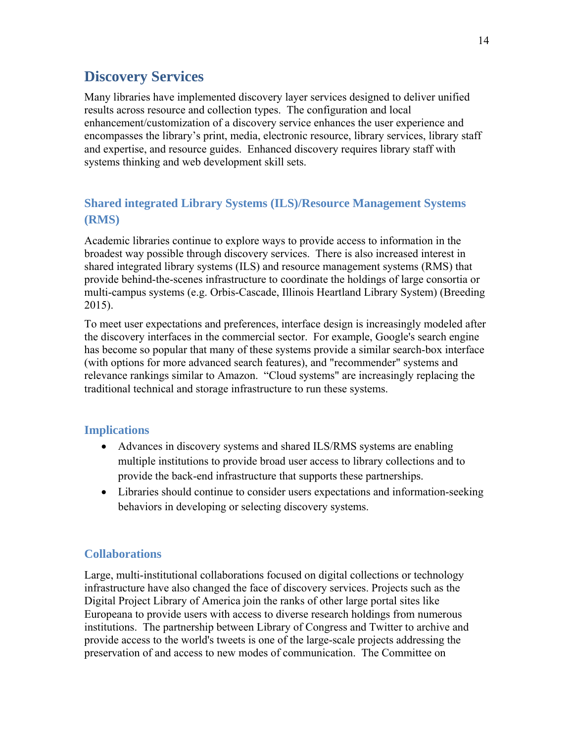## Discovery Services

Many libraries have implemented discovery layer services designed to deliver unified results across resource and collection types. The configuration and local enhancement/customization of a discovery service enhances the user experience and encompasses the library's print, media, electronic resource, library services, library staff and expertise, and resource guides. Enhanced discovery requires library staff with systems thinking and web development skill sets.

### Shared integrated Library Systems (ILS)/Resource Management Systems (RMS)

Academic libraries continue to explore ways to provide access to information in the broadest way possible through discovery services. There is also increased interest in shared integrated library systems (ILS) and resource management systems (RMS) that provide behind-the-scenes infrastructure to coordinate the holdings of large consortia or multi-campus systems (e.g. Orbis-Cascade, Illinois Heartland Library System) (Breeding 2015).

To meet user expectations and preferences, interface design is increasingly modeled after the discovery interfaces in the commercial sector. For example, Google's search engine has become so popular that many of these systems provide a similar search-box interface (with options for more advanced search features), and "recommender" systems and relevance rankings similar to Amazon. "Cloud systems" are increasingly replacing the traditional technical and storage infrastructure to run these systems.

### Implications

- Advances in discovery systems and shared ILS/RMS systems are enabling multiple institutions to provide broad user access to library collections and to provide the back-end infrastructure that supports these partnerships.
- Libraries should continue to consider users expectations and information-seeking behaviors in developing or selecting discovery systems.

### Collaborations

Large, multi-institutional collaborations focused on digital collections or technology infrastructure have also changed the face of discovery services. Projects such as the Digital Project Library of America join the ranks of other large portal sites like Europeana to provide users with access to diverse research holdings from numerous institutions. The partnership between Library of Congress and Twitter to archive and provide access to the world's tweets is one of the large-scale projects addressing the preservation of and access to new modes of communication. The Committee on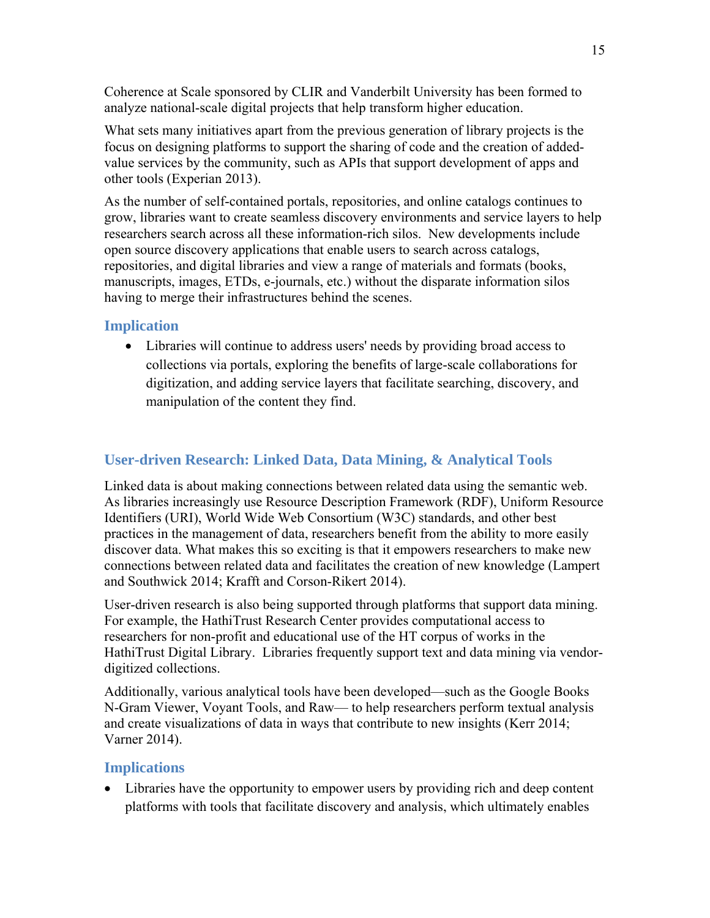Coherence at Scale sponsored by CLIR and Vanderbilt University has been formed to analyze national-scale digital projects that help transform higher education.

What sets many initiatives apart from the previous generation of library projects is the focus on designing platforms to support the sharing of code and the creation of added-value services by the community, such as APIs that support development of apps and other tools (Experian 2013).

As the number of self-contained portals, repositories, and online catalogs continues to grow, libraries want to create seamless discovery environments and service layers to help researchers search across all these information-rich silos. New developments include open source discovery applications that enable users to search across catalogs, repositories, and digital libraries and view a range of materials and formats (books, manuscripts, images, ETDs, e-journals, etc.) without the disparate information silos having to merge their infrastructures behind the scenes.

### Implication

- Libraries will continue to address users' needs by providing broad access to collections via portals, exploring the benefits of large-scale collaborations for digitization, and adding service layers that facilitate searching, discovery, and manipulation of the content they find.

## User-driven Research: Linked Data, Data Mining, & Analytical Tools

Linked data is about making connections between related data using the semantic web. As libraries increasingly use Resource Description Framework (RDF), Uniform Resource Identifiers (URI), World Wide Web Consortium (W3C) standards, and other best practices in the management of data, researchers benefit from the ability to more easily discover data. What makes this so exciting is that it empowers researchers to make new connections between related data and facilitates the creation of new knowledge (Lampert and Southwick 2014; Krafft and Corson-Rikert 2014).

User-driven research is also being supported through platforms that support data mining. For example, the HathiTrust Research Center provides computational access to researchers for non-profit and educational use of the HT corpus of works in the HathiTrust Digital Library. Libraries frequently support text and data mining via vendor-digitized collections.

Additionally, various analytical tools have been developed—such as the Google Books N-Gram Viewer, Voyant Tools, and Raw— to help researchers perform textual analysis and create visualizations of data in ways that contribute to new insights (Kerr 2014; Varner 2014).

### Implications

- Libraries have the opportunity to empower users by providing rich and deep content platforms with tools that facilitate discovery and analysis, which ultimately enables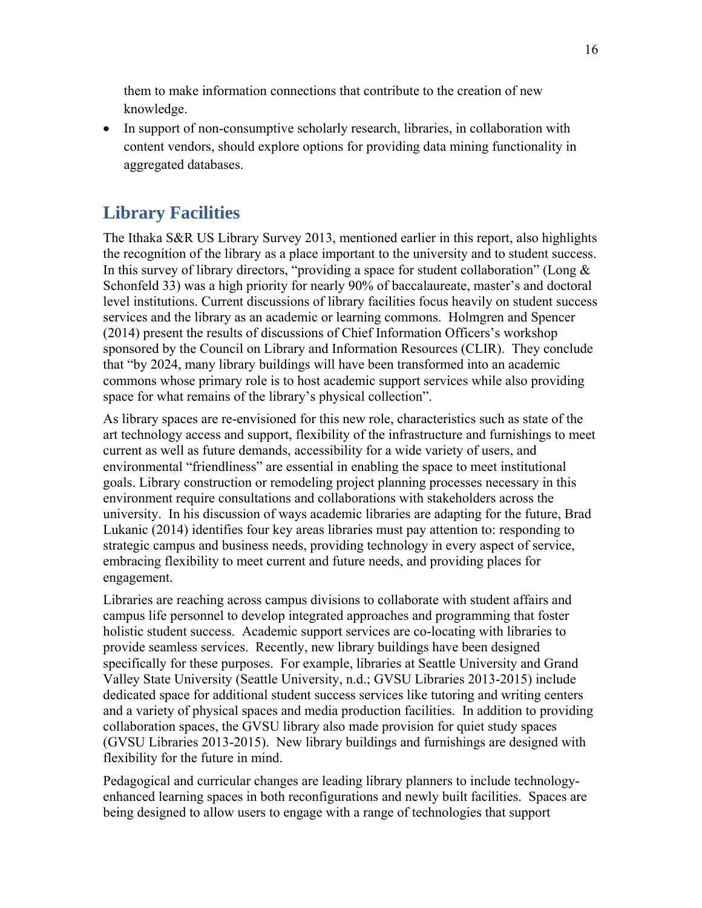them to make information connections that contribute to the creation of new knowledge.

- In support of non-consumptive scholarly research, libraries, in collaboration with content vendors, should explore options for providing data mining functionality in aggregated databases.

## Library Facilities

The Ithaka S&R US Library Survey 2013, mentioned earlier in this report, also highlights the recognition of the library as a place important to the university and to student success. In this survey of library directors, "providing a space for student collaboration" (Long & Schonfeld 33) was a high priority for nearly 90% of baccalaureate, master's and doctoral level institutions. Current discussions of library facilities focus heavily on student success services and the library as an academic or learning commons. Holmgren and Spencer (2014) present the results of discussions of Chief Information Officers's workshop sponsored by the Council on Library and Information Resources (CLIR). They conclude that "by 2024, many library buildings will have been transformed into an academic commons whose primary role is to host academic support services while also providing space for what remains of the library's physical collection".

As library spaces are re-envisioned for this new role, characteristics such as state of the art technology access and support, flexibility of the infrastructure and furnishings to meet current as well as future demands, accessibility for a wide variety of users, and environmental "friendliness" are essential in enabling the space to meet institutional goals. Library construction or remodeling project planning processes necessary in this environment require consultations and collaborations with stakeholders across the university. In his discussion of ways academic libraries are adapting for the future, Brad Lukanic (2014) identifies four key areas libraries must pay attention to: responding to strategic campus and business needs, providing technology in every aspect of service, embracing flexibility to meet current and future needs, and providing places for engagement.

Libraries are reaching across campus divisions to collaborate with student affairs and campus life personnel to develop integrated approaches and programming that foster holistic student success. Academic support services are co-locating with libraries to provide seamless services. Recently, new library buildings have been designed specifically for these purposes. For example, libraries at Seattle University and Grand Valley State University (Seattle University, n.d.; GVSU Libraries 2013-2015) include dedicated space for additional student success services like tutoring and writing centers and a variety of physical spaces and media production facilities. In addition to providing collaboration spaces, the GVSU library also made provision for quiet study spaces (GVSU Libraries 2013-2015). New library buildings and furnishings are designed with flexibility for the future in mind.

Pedagogical and curricular changes are leading library planners to include technology-enhanced learning spaces in both reconfigurations and newly built facilities. Spaces are being designed to allow users to engage with a range of technologies that support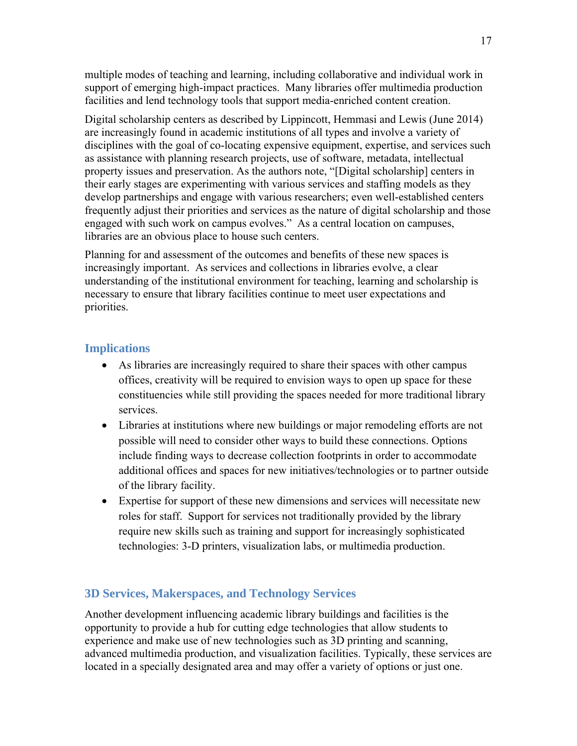multiple modes of teaching and learning, including collaborative and individual work in support of emerging high-impact practices. Many libraries offer multimedia production facilities and lend technology tools that support media-enriched content creation.

Digital scholarship centers as described by Lippincott, Hemmasi and Lewis (June 2014) are increasingly found in academic institutions of all types and involve a variety of disciplines with the goal of co-locating expensive equipment, expertise, and services such as assistance with planning research projects, use of software, metadata, intellectual property issues and preservation. As the authors note, "[Digital scholarship] centers in their early stages are experimenting with various services and staffing models as they develop partnerships and engage with various researchers; even well-established centers frequently adjust their priorities and services as the nature of digital scholarship and those engaged with such work on campus evolves." As a central location on campuses, libraries are an obvious place to house such centers.

Planning for and assessment of the outcomes and benefits of these new spaces is increasingly important. As services and collections in libraries evolve, a clear understanding of the institutional environment for teaching, learning and scholarship is necessary to ensure that library facilities continue to meet user expectations and priorities.

## Implications

- As libraries are increasingly required to share their spaces with other campus offices, creativity will be required to envision ways to open up space for these constituencies while still providing the spaces needed for more traditional library services.
- Libraries at institutions where new buildings or major remodeling efforts are not possible will need to consider other ways to build these connections. Options include finding ways to decrease collection footprints in order to accommodate additional offices and spaces for new initiatives/technologies or to partner outside of the library facility.
- Expertise for support of these new dimensions and services will necessitate new roles for staff. Support for services not traditionally provided by the library require new skills such as training and support for increasingly sophisticated technologies: 3-D printers, visualization labs, or multimedia production.

## 3D Services, Makerspaces, and Technology Services

Another development influencing academic library buildings and facilities is the opportunity to provide a hub for cutting edge technologies that allow students to experience and make use of new technologies such as 3D printing and scanning, advanced multimedia production, and visualization facilities. Typically, these services are located in a specially designated area and may offer a variety of options or just one.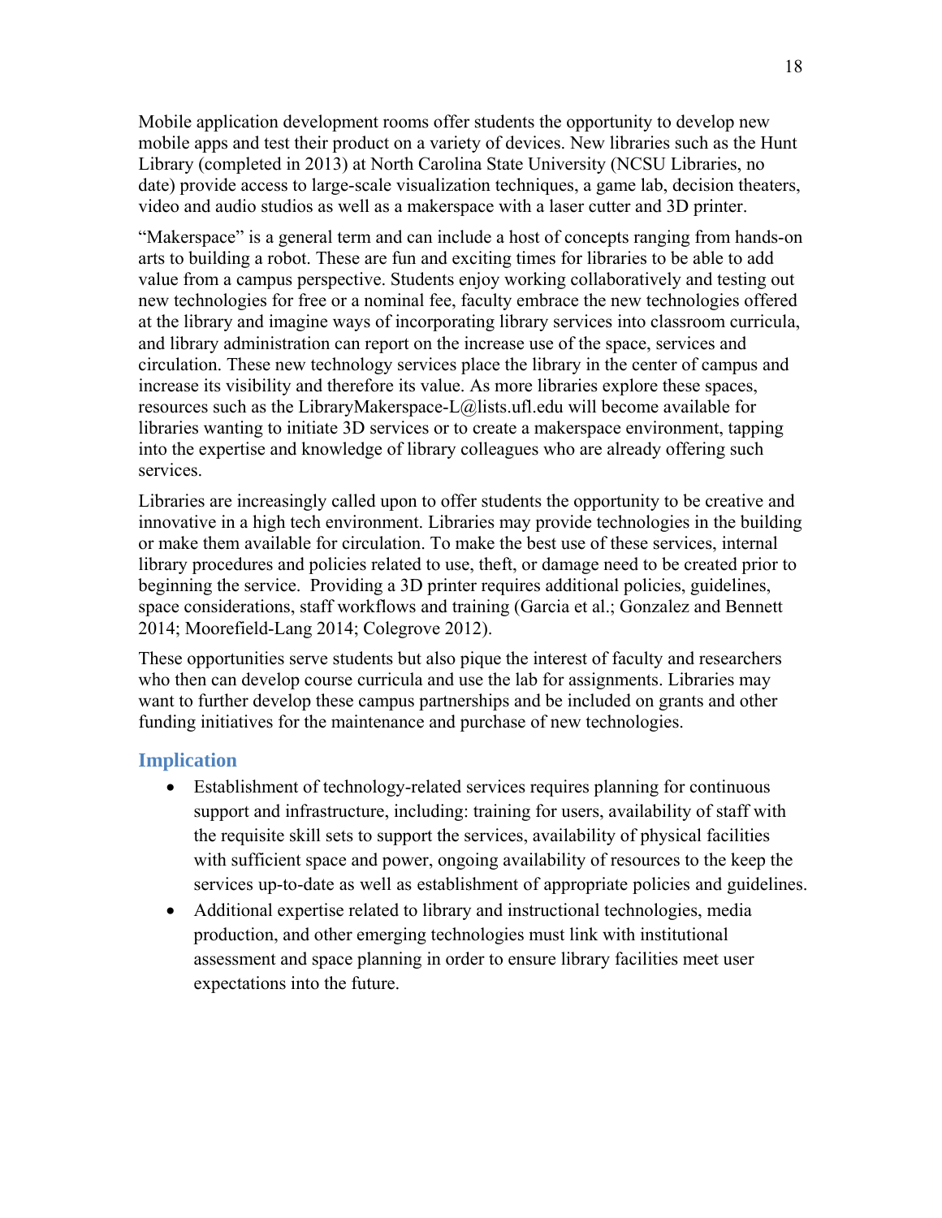Mobile application development rooms offer students the opportunity to develop new mobile apps and test their product on a variety of devices. New libraries such as the Hunt Library (completed in 2013) at North Carolina State University (NCSU Libraries, no date) provide access to large-scale visualization techniques, a game lab, decision theaters, video and audio studios as well as a makerspace with a laser cutter and 3D printer.

"Makerspace" is a general term and can include a host of concepts ranging from hands-on arts to building a robot. These are fun and exciting times for libraries to be able to add value from a campus perspective. Students enjoy working collaboratively and testing out new technologies for free or a nominal fee, faculty embrace the new technologies offered at the library and imagine ways of incorporating library services into classroom curricula, and library administration can report on the increase use of the space, services and circulation. These new technology services place the library in the center of campus and increase its visibility and therefore its value. As more libraries explore these spaces, resources such as the LibraryMakerspace-L@lists.ufl.edu will become available for libraries wanting to initiate 3D services or to create a makerspace environment, tapping into the expertise and knowledge of library colleagues who are already offering such services.

Libraries are increasingly called upon to offer students the opportunity to be creative and innovative in a high tech environment. Libraries may provide technologies in the building or make them available for circulation. To make the best use of these services, internal library procedures and policies related to use, theft, or damage need to be created prior to beginning the service. Providing a 3D printer requires additional policies, guidelines, space considerations, staff workflows and training (Garcia et al.; Gonzalez and Bennett 2014; Moorefield-Lang 2014; Colegrove 2012).

These opportunities serve students but also pique the interest of faculty and researchers who then can develop course curricula and use the lab for assignments. Libraries may want to further develop these campus partnerships and be included on grants and other funding initiatives for the maintenance and purchase of new technologies.

### Implication

- Establishment of technology-related services requires planning for continuous support and infrastructure, including: training for users, availability of staff with the requisite skill sets to support the services, availability of physical facilities with sufficient space and power, ongoing availability of resources to the keep the services up-to-date as well as establishment of appropriate policies and guidelines.
- Additional expertise related to library and instructional technologies, media production, and other emerging technologies must link with institutional assessment and space planning in order to ensure library facilities meet user expectations into the future.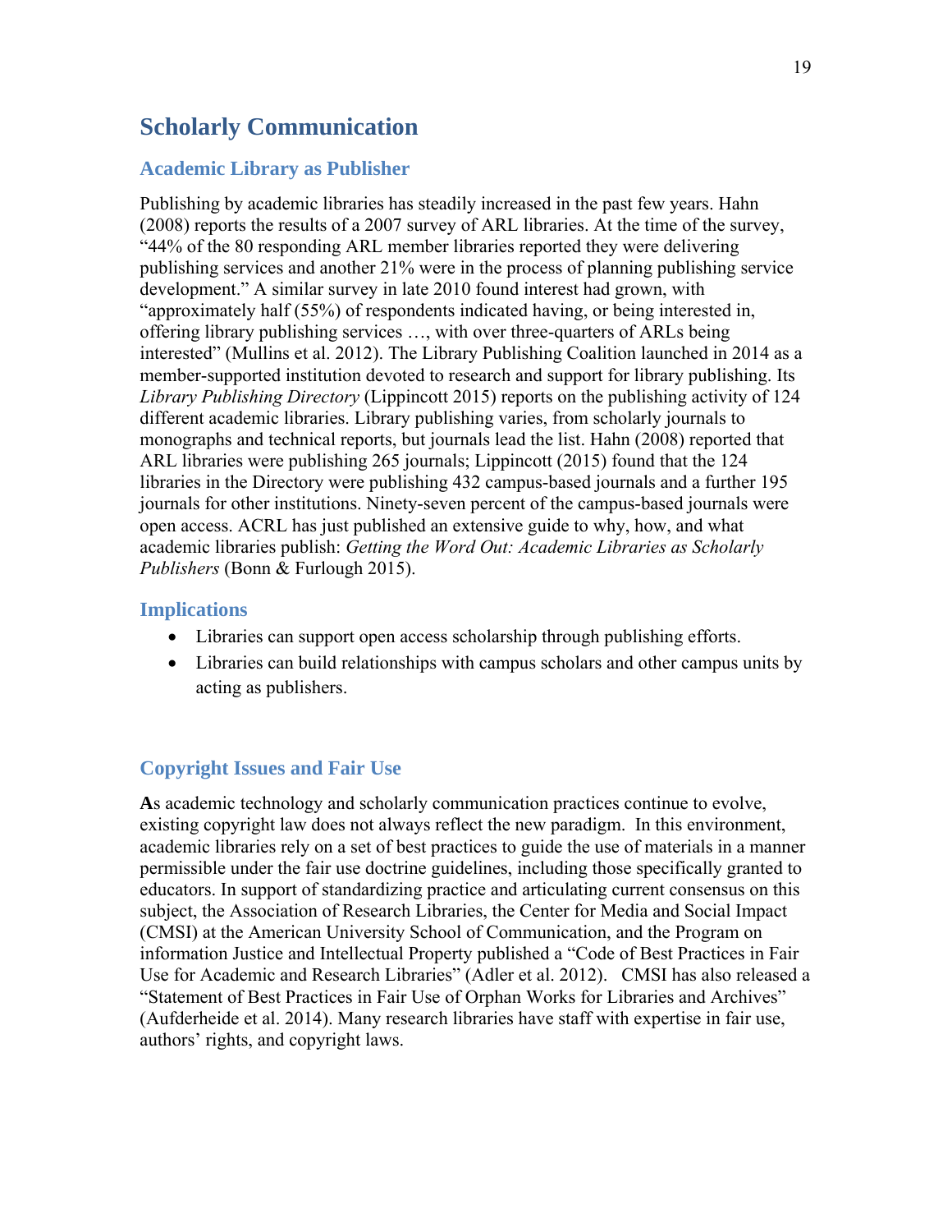## Scholarly Communication

### Academic Library as Publisher

Publishing by academic libraries has steadily increased in the past few years. Hahn (2008) reports the results of a 2007 survey of ARL libraries. At the time of the survey, "44% of the 80 responding ARL member libraries reported they were delivering publishing services and another 21% were in the process of planning publishing service development." A similar survey in late 2010 found interest had grown, with "approximately half (55%) of respondents indicated having, or being interested in, offering library publishing services …, with over three-quarters of ARLs being interested" (Mullins et al. 2012). The Library Publishing Coalition launched in 2014 as a member-supported institution devoted to research and support for library publishing. Its *Library Publishing Directory* (Lippincott 2015) reports on the publishing activity of 124 different academic libraries. Library publishing varies, from scholarly journals to monographs and technical reports, but journals lead the list. Hahn (2008) reported that ARL libraries were publishing 265 journals; Lippincott (2015) found that the 124 libraries in the Directory were publishing 432 campus-based journals and a further 195 journals for other institutions. Ninety-seven percent of the campus-based journals were open access. ACRL has just published an extensive guide to why, how, and what academic libraries publish: *Getting the Word Out: Academic Libraries as Scholarly Publishers* (Bonn & Furlough 2015).

### Implications

- Libraries can support open access scholarship through publishing efforts.
- Libraries can build relationships with campus scholars and other campus units by acting as publishers.

### Copyright Issues and Fair Use

**A**s academic technology and scholarly communication practices continue to evolve, existing copyright law does not always reflect the new paradigm. In this environment, academic libraries rely on a set of best practices to guide the use of materials in a manner permissible under the fair use doctrine guidelines, including those specifically granted to educators. In support of standardizing practice and articulating current consensus on this subject, the Association of Research Libraries, the Center for Media and Social Impact (CMSI) at the American University School of Communication, and the Program on information Justice and Intellectual Property published a "Code of Best Practices in Fair Use for Academic and Research Libraries" (Adler et al. 2012). CMSI has also released a "Statement of Best Practices in Fair Use of Orphan Works for Libraries and Archives" (Aufderheide et al. 2014). Many research libraries have staff with expertise in fair use, authors' rights, and copyright laws.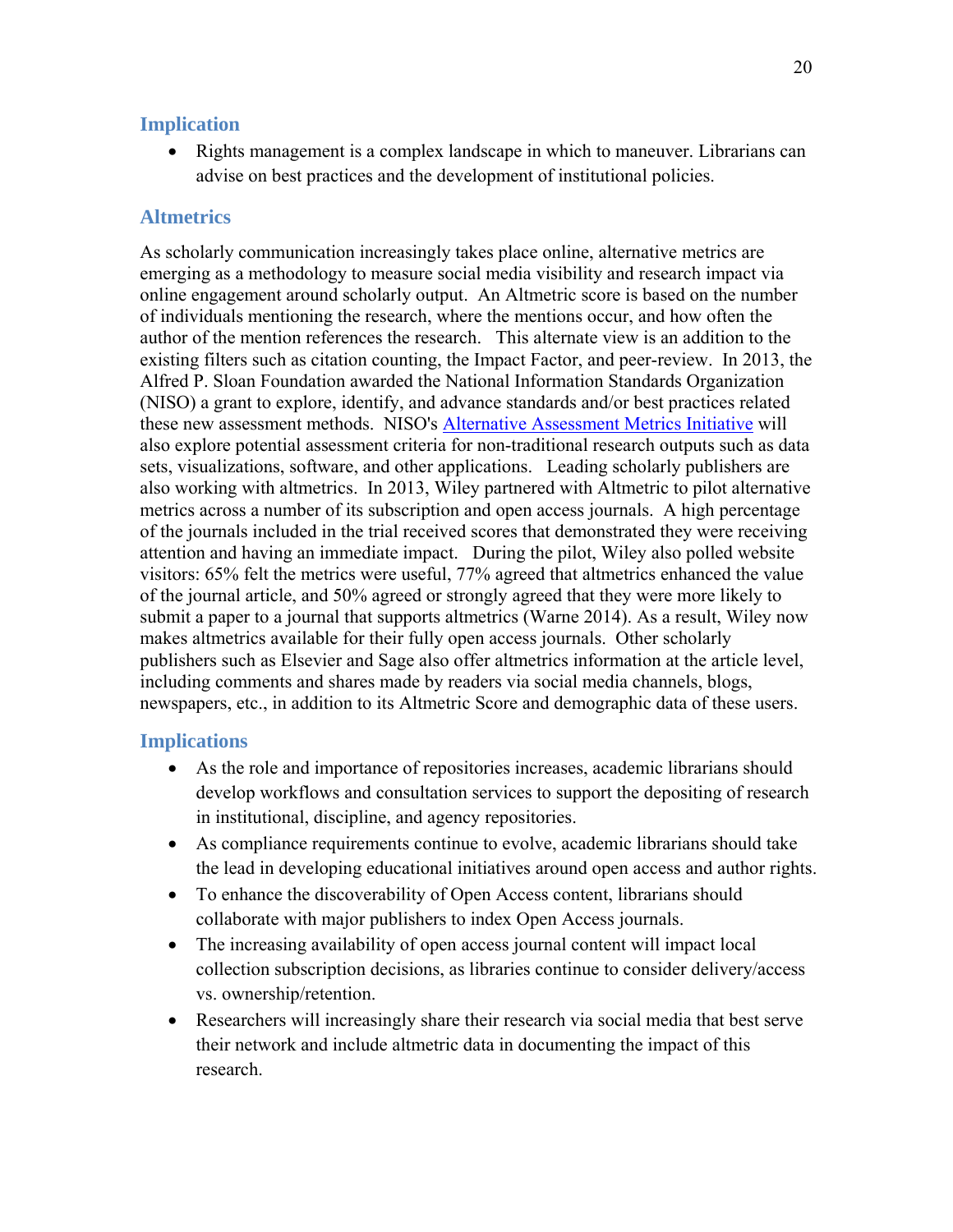## Implication

- Rights management is a complex landscape in which to maneuver. Librarians can advise on best practices and the development of institutional policies.

## Altmetrics

As scholarly communication increasingly takes place online, alternative metrics are emerging as a methodology to measure social media visibility and research impact via online engagement around scholarly output. An Altmetric score is based on the number of individuals mentioning the research, where the mentions occur, and how often the author of the mention references the research. This alternate view is an addition to the existing filters such as citation counting, the Impact Factor, and peer-review. In 2013, the Alfred P. Sloan Foundation awarded the National Information Standards Organization (NISO) a grant to explore, identify, and advance standards and/or best practices related these new assessment methods. NISO's [Alternative Assessment Metrics Initiative]() will also explore potential assessment criteria for non-traditional research outputs such as data sets, visualizations, software, and other applications. Leading scholarly publishers are also working with altmetrics. In 2013, Wiley partnered with Altmetric to pilot alternative metrics across a number of its subscription and open access journals. A high percentage of the journals included in the trial received scores that demonstrated they were receiving attention and having an immediate impact. During the pilot, Wiley also polled website visitors: 65% felt the metrics were useful, 77% agreed that altmetrics enhanced the value of the journal article, and 50% agreed or strongly agreed that they were more likely to submit a paper to a journal that supports altmetrics (Warne 2014). As a result, Wiley now makes altmetrics available for their fully open access journals. Other scholarly publishers such as Elsevier and Sage also offer altmetrics information at the article level, including comments and shares made by readers via social media channels, blogs, newspapers, etc., in addition to its Altmetric Score and demographic data of these users.

## Implications

- As the role and importance of repositories increases, academic librarians should develop workflows and consultation services to support the depositing of research in institutional, discipline, and agency repositories.
- As compliance requirements continue to evolve, academic librarians should take the lead in developing educational initiatives around open access and author rights.
- To enhance the discoverability of Open Access content, librarians should collaborate with major publishers to index Open Access journals.
- The increasing availability of open access journal content will impact local collection subscription decisions, as libraries continue to consider delivery/access vs. ownership/retention.
- Researchers will increasingly share their research via social media that best serve their network and include altmetric data in documenting the impact of this research.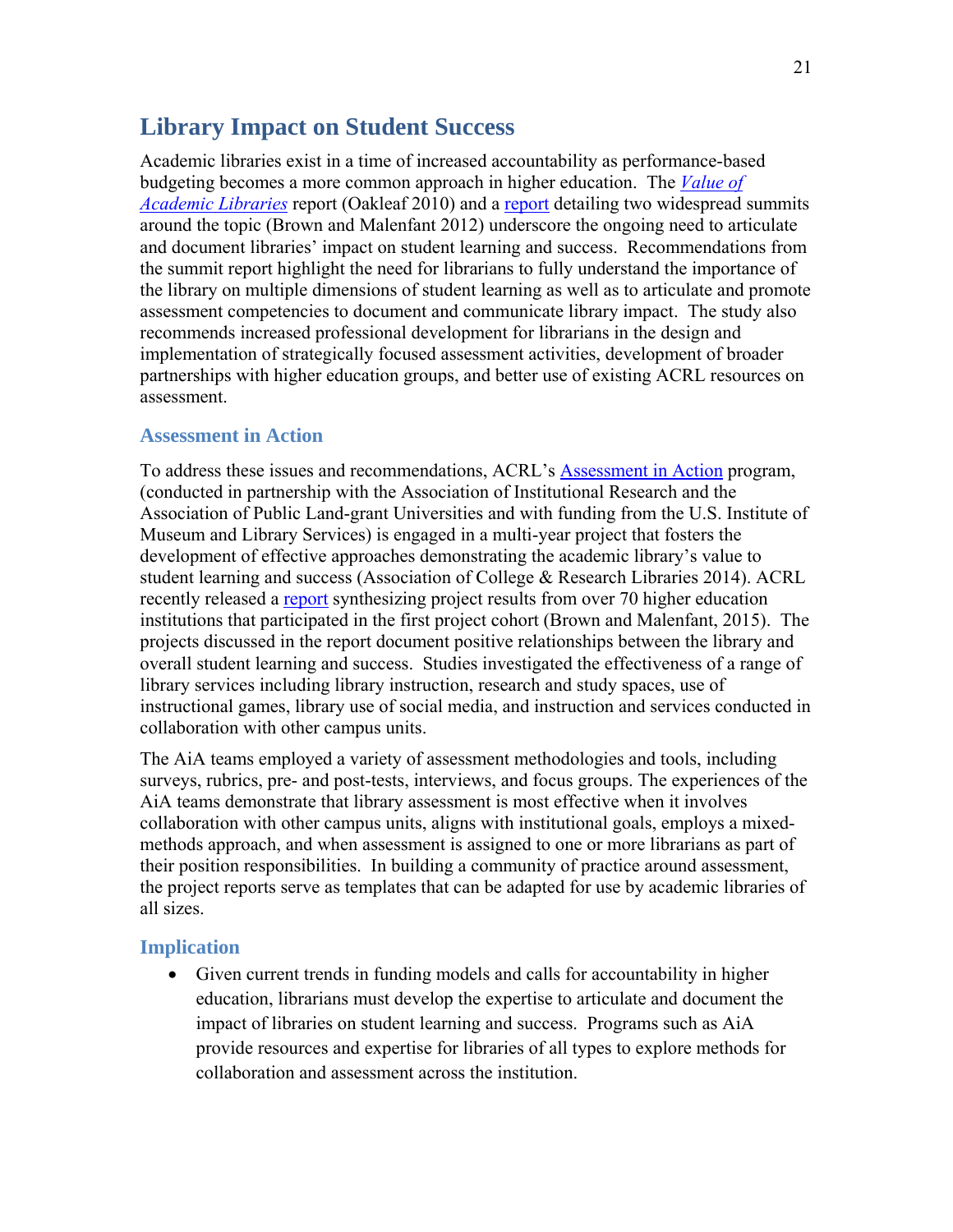## Library Impact on Student Success

Academic libraries exist in a time of increased accountability as performance-based budgeting becomes a more common approach in higher education. The *Value of Academic Libraries* report (Oakleaf 2010) and a report detailing two widespread summits around the topic (Brown and Malenfant 2012) underscore the ongoing need to articulate and document libraries' impact on student learning and success. Recommendations from the summit report highlight the need for librarians to fully understand the importance of the library on multiple dimensions of student learning as well as to articulate and promote assessment competencies to document and communicate library impact. The study also recommends increased professional development for librarians in the design and implementation of strategically focused assessment activities, development of broader partnerships with higher education groups, and better use of existing ACRL resources on assessment.

### Assessment in Action

To address these issues and recommendations, ACRL's Assessment in Action program, (conducted in partnership with the Association of Institutional Research and the Association of Public Land-grant Universities and with funding from the U.S. Institute of Museum and Library Services) is engaged in a multi-year project that fosters the development of effective approaches demonstrating the academic library's value to student learning and success (Association of College & Research Libraries 2014). ACRL recently released a report synthesizing project results from over 70 higher education institutions that participated in the first project cohort (Brown and Malenfant, 2015). The projects discussed in the report document positive relationships between the library and overall student learning and success. Studies investigated the effectiveness of a range of library services including library instruction, research and study spaces, use of instructional games, library use of social media, and instruction and services conducted in collaboration with other campus units.

The AiA teams employed a variety of assessment methodologies and tools, including surveys, rubrics, pre- and post-tests, interviews, and focus groups. The experiences of the AiA teams demonstrate that library assessment is most effective when it involves collaboration with other campus units, aligns with institutional goals, employs a mixed-methods approach, and when assessment is assigned to one or more librarians as part of their position responsibilities. In building a community of practice around assessment, the project reports serve as templates that can be adapted for use by academic libraries of all sizes.

### Implication

- Given current trends in funding models and calls for accountability in higher education, librarians must develop the expertise to articulate and document the impact of libraries on student learning and success. Programs such as AiA provide resources and expertise for libraries of all types to explore methods for collaboration and assessment across the institution.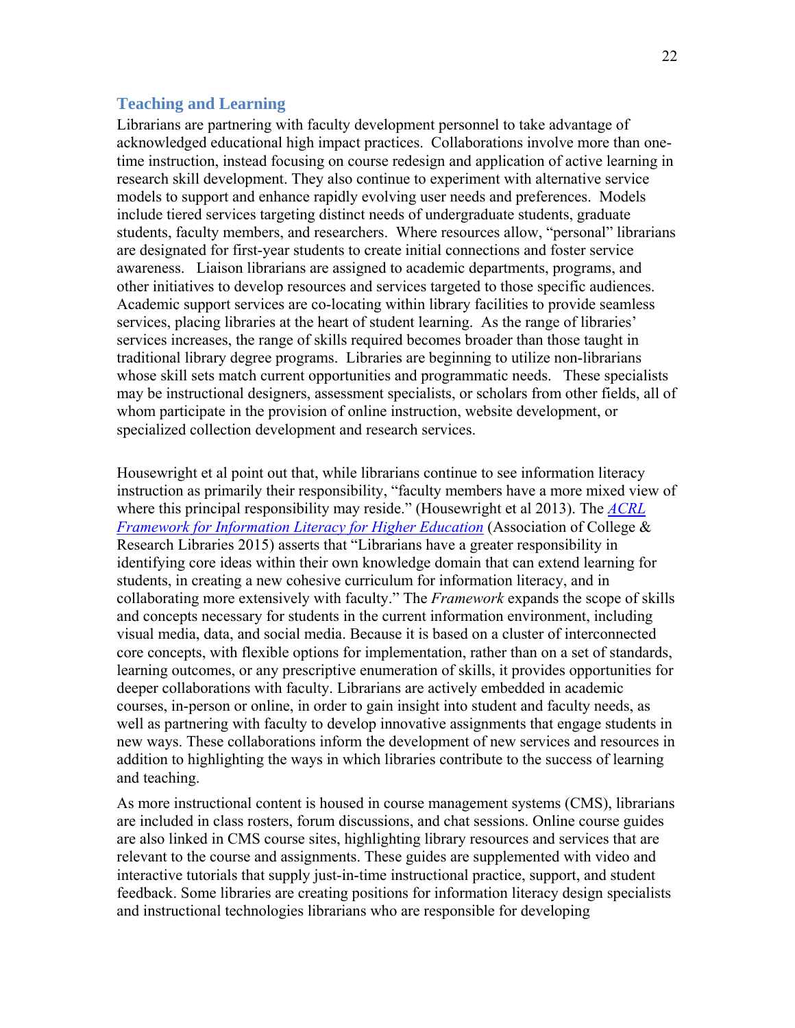## Teaching and Learning

Librarians are partnering with faculty development personnel to take advantage of acknowledged educational high impact practices. Collaborations involve more than one-time instruction, instead focusing on course redesign and application of active learning in research skill development. They also continue to experiment with alternative service models to support and enhance rapidly evolving user needs and preferences. Models include tiered services targeting distinct needs of undergraduate students, graduate students, faculty members, and researchers. Where resources allow, "personal" librarians are designated for first-year students to create initial connections and foster service awareness. Liaison librarians are assigned to academic departments, programs, and other initiatives to develop resources and services targeted to those specific audiences. Academic support services are co-locating within library facilities to provide seamless services, placing libraries at the heart of student learning. As the range of libraries' services increases, the range of skills required becomes broader than those taught in traditional library degree programs. Libraries are beginning to utilize non-librarians whose skill sets match current opportunities and programmatic needs. These specialists may be instructional designers, assessment specialists, or scholars from other fields, all of whom participate in the provision of online instruction, website development, or specialized collection development and research services.

Housewright et al point out that, while librarians continue to see information literacy instruction as primarily their responsibility, "faculty members have a more mixed view of where this principal responsibility may reside." (Housewright et al 2013). The *ACRL Framework for Information Literacy for Higher Education* (Association of College & Research Libraries 2015) asserts that "Librarians have a greater responsibility in identifying core ideas within their own knowledge domain that can extend learning for students, in creating a new cohesive curriculum for information literacy, and in collaborating more extensively with faculty." The *Framework* expands the scope of skills and concepts necessary for students in the current information environment, including visual media, data, and social media. Because it is based on a cluster of interconnected core concepts, with flexible options for implementation, rather than on a set of standards, learning outcomes, or any prescriptive enumeration of skills, it provides opportunities for deeper collaborations with faculty. Librarians are actively embedded in academic courses, in-person or online, in order to gain insight into student and faculty needs, as well as partnering with faculty to develop innovative assignments that engage students in new ways. These collaborations inform the development of new services and resources in addition to highlighting the ways in which libraries contribute to the success of learning and teaching.

As more instructional content is housed in course management systems (CMS), librarians are included in class rosters, forum discussions, and chat sessions. Online course guides are also linked in CMS course sites, highlighting library resources and services that are relevant to the course and assignments. These guides are supplemented with video and interactive tutorials that supply just-in-time instructional practice, support, and student feedback. Some libraries are creating positions for information literacy design specialists and instructional technologies librarians who are responsible for developing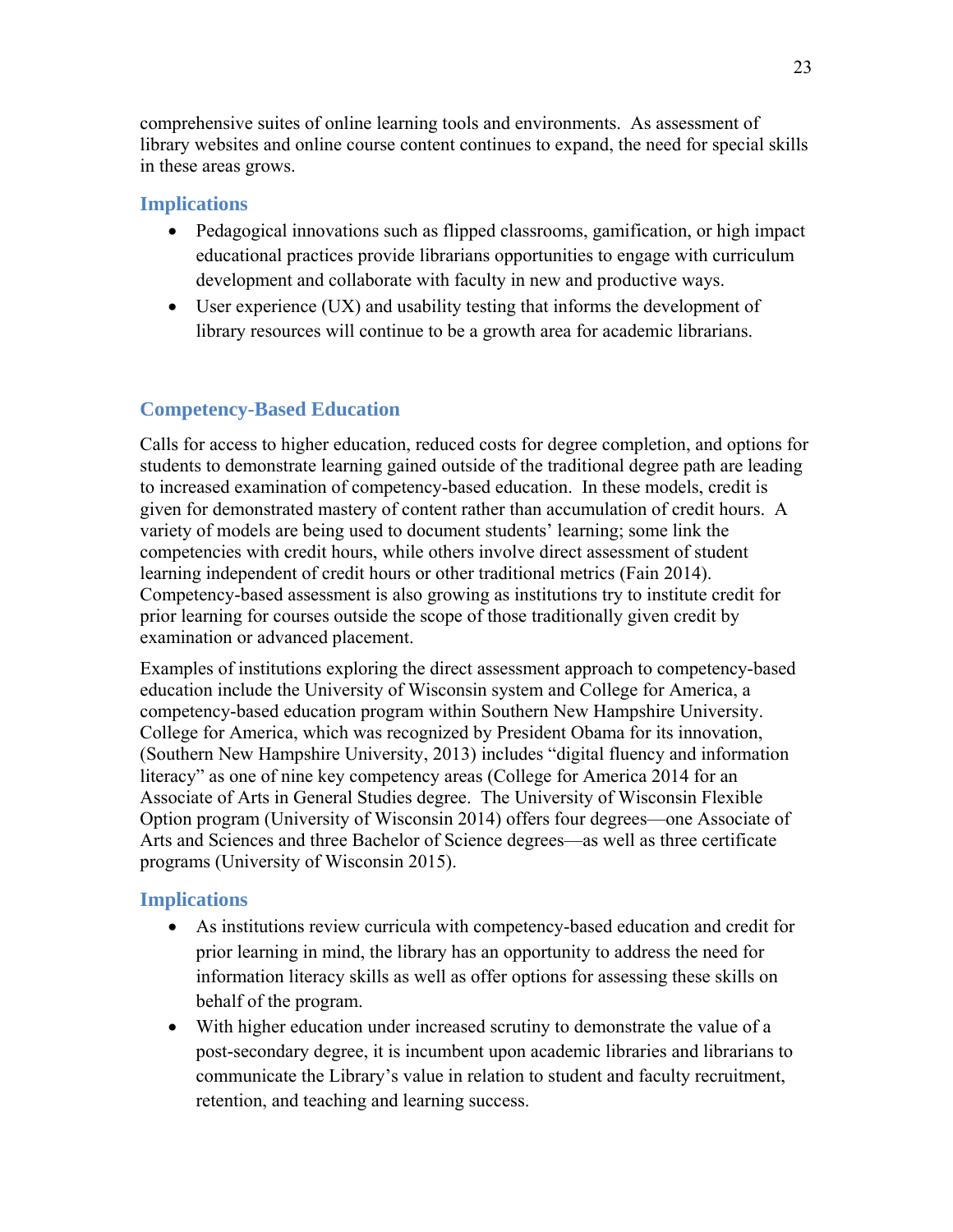comprehensive suites of online learning tools and environments. As assessment of library websites and online course content continues to expand, the need for special skills in these areas grows.

### Implications

- Pedagogical innovations such as flipped classrooms, gamification, or high impact educational practices provide librarians opportunities to engage with curriculum development and collaborate with faculty in new and productive ways.
- User experience (UX) and usability testing that informs the development of library resources will continue to be a growth area for academic librarians.

## Competency-Based Education

Calls for access to higher education, reduced costs for degree completion, and options for students to demonstrate learning gained outside of the traditional degree path are leading to increased examination of competency-based education. In these models, credit is given for demonstrated mastery of content rather than accumulation of credit hours. A variety of models are being used to document students' learning; some link the competencies with credit hours, while others involve direct assessment of student learning independent of credit hours or other traditional metrics (Fain 2014). Competency-based assessment is also growing as institutions try to institute credit for prior learning for courses outside the scope of those traditionally given credit by examination or advanced placement.

Examples of institutions exploring the direct assessment approach to competency-based education include the University of Wisconsin system and College for America, a competency-based education program within Southern New Hampshire University. College for America, which was recognized by President Obama for its innovation, (Southern New Hampshire University, 2013) includes "digital fluency and information literacy" as one of nine key competency areas (College for America 2014 for an Associate of Arts in General Studies degree. The University of Wisconsin Flexible Option program (University of Wisconsin 2014) offers four degrees—one Associate of Arts and Sciences and three Bachelor of Science degrees—as well as three certificate programs (University of Wisconsin 2015).

### Implications

- As institutions review curricula with competency-based education and credit for prior learning in mind, the library has an opportunity to address the need for information literacy skills as well as offer options for assessing these skills on behalf of the program.
- With higher education under increased scrutiny to demonstrate the value of a post-secondary degree, it is incumbent upon academic libraries and librarians to communicate the Library's value in relation to student and faculty recruitment, retention, and teaching and learning success.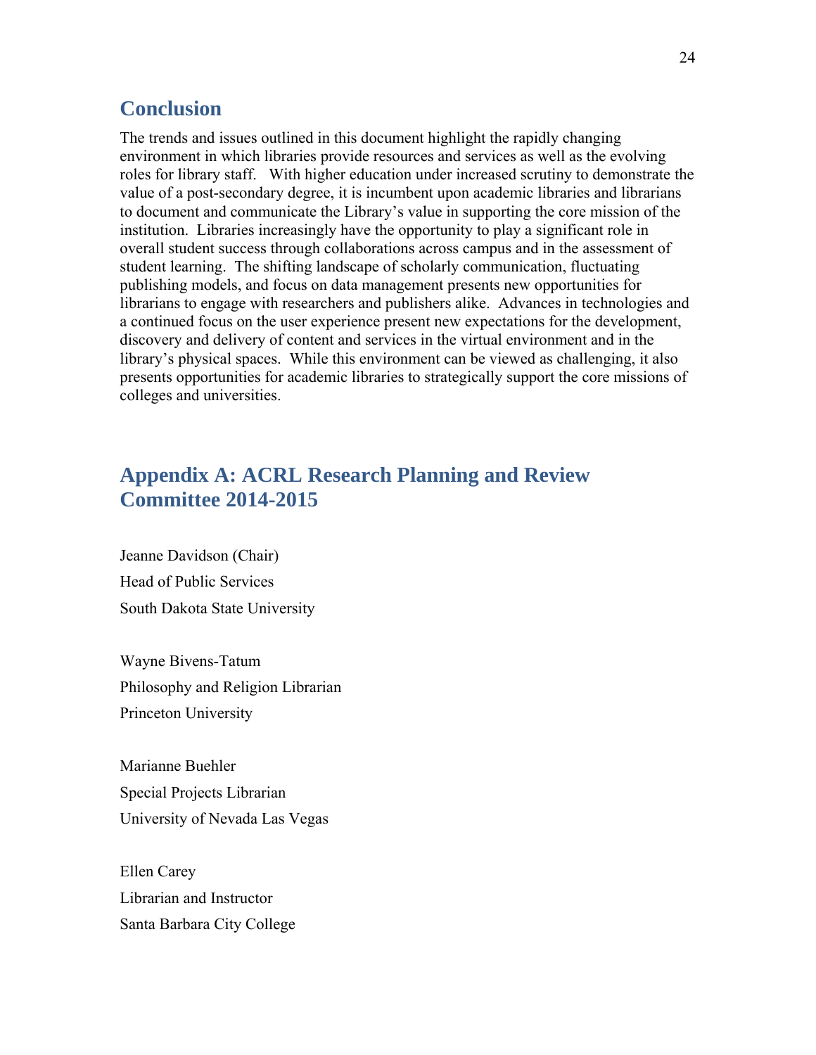## Conclusion

The trends and issues outlined in this document highlight the rapidly changing environment in which libraries provide resources and services as well as the evolving roles for library staff. With higher education under increased scrutiny to demonstrate the value of a post-secondary degree, it is incumbent upon academic libraries and librarians to document and communicate the Library's value in supporting the core mission of the institution. Libraries increasingly have the opportunity to play a significant role in overall student success through collaborations across campus and in the assessment of student learning. The shifting landscape of scholarly communication, fluctuating publishing models, and focus on data management presents new opportunities for librarians to engage with researchers and publishers alike. Advances in technologies and a continued focus on the user experience present new expectations for the development, discovery and delivery of content and services in the virtual environment and in the library's physical spaces. While this environment can be viewed as challenging, it also presents opportunities for academic libraries to strategically support the core missions of colleges and universities.

## Appendix A: ACRL Research Planning and Review Committee 2014-2015

Jeanne Davidson (Chair)
Head of Public Services
South Dakota State University

Wayne Bivens-Tatum
Philosophy and Religion Librarian
Princeton University

Marianne Buehler
Special Projects Librarian
University of Nevada Las Vegas

Ellen Carey
Librarian and Instructor
Santa Barbara City College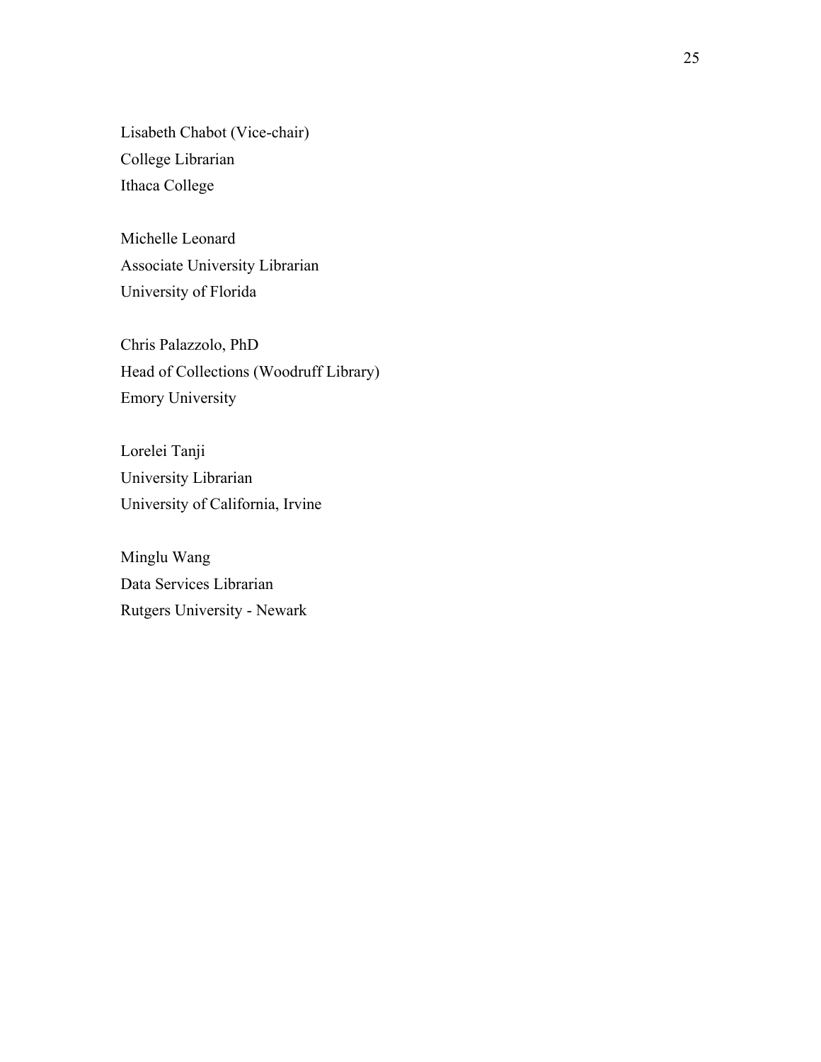Lisabeth Chabot (Vice-chair)
College Librarian
Ithaca College

Michelle Leonard
Associate University Librarian
University of Florida

Chris Palazzolo, PhD
Head of Collections (Woodruff Library)
Emory University

Lorelei Tanji
University Librarian
University of California, Irvine

Minglu Wang
Data Services Librarian
Rutgers University - Newark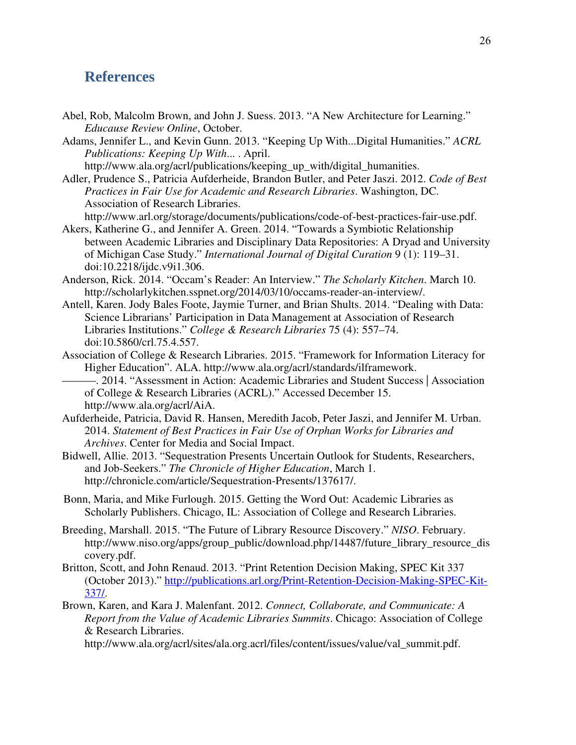## References

Abel, Rob, Malcolm Brown, and John J. Suess. 2013. "A New Architecture for Learning." *Educause Review Online*, October.

Adams, Jennifer L., and Kevin Gunn. 2013. "Keeping Up With...Digital Humanities." *ACRL Publications: Keeping Up With...* . April. http://www.ala.org/acrl/publications/keeping_up_with/digital_humanities.

Adler, Prudence S., Patricia Aufderheide, Brandon Butler, and Peter Jaszi. 2012. *Code of Best Practices in Fair Use for Academic and Research Libraries*. Washington, DC. Association of Research Libraries. http://www.arl.org/storage/documents/publications/code-of-best-practices-fair-use.pdf.

Akers, Katherine G., and Jennifer A. Green. 2014. "Towards a Symbiotic Relationship between Academic Libraries and Disciplinary Data Repositories: A Dryad and University of Michigan Case Study." *International Journal of Digital Curation* 9 (1): 119–31. doi:10.2218/ijdc.v9i1.306.

Anderson, Rick. 2014. "Occam's Reader: An Interview." *The Scholarly Kitchen*. March 10. http://scholarlykitchen.sspnet.org/2014/03/10/occams-reader-an-interview/.

Antell, Karen. Jody Bales Foote, Jaymie Turner, and Brian Shults. 2014. "Dealing with Data: Science Librarians' Participation in Data Management at Association of Research Libraries Institutions." *College & Research Libraries* 75 (4): 557–74. doi:10.5860/crl.75.4.557.

Association of College & Research Libraries. 2015. "Framework for Information Literacy for Higher Education". ALA. http://www.ala.org/acrl/standards/ilframework.

———. 2014. "Assessment in Action: Academic Libraries and Student Success | Association of College & Research Libraries (ACRL)." Accessed December 15. http://www.ala.org/acrl/AiA.

Aufderheide, Patricia, David R. Hansen, Meredith Jacob, Peter Jaszi, and Jennifer M. Urban. 2014. *Statement of Best Practices in Fair Use of Orphan Works for Libraries and Archives*. Center for Media and Social Impact.

Bidwell, Allie. 2013. "Sequestration Presents Uncertain Outlook for Students, Researchers, and Job-Seekers." *The Chronicle of Higher Education*, March 1. http://chronicle.com/article/Sequestration-Presents/137617/.

Bonn, Maria, and Mike Furlough. 2015. Getting the Word Out: Academic Libraries as Scholarly Publishers. Chicago, IL: Association of College and Research Libraries.

Breeding, Marshall. 2015. "The Future of Library Resource Discovery." *NISO*. February. http://www.niso.org/apps/group_public/download.php/14487/future_library_resource_discovery.pdf.

Britton, Scott, and John Renaud. 2013. "Print Retention Decision Making, SPEC Kit 337 (October 2013)." http://publications.arl.org/Print-Retention-Decision-Making-SPEC-Kit-337/.

Brown, Karen, and Kara J. Malenfant. 2012. *Connect, Collaborate, and Communicate: A Report from the Value of Academic Libraries Summits*. Chicago: Association of College & Research Libraries. http://www.ala.org/acrl/sites/ala.org.acrl/files/content/issues/value/val_summit.pdf.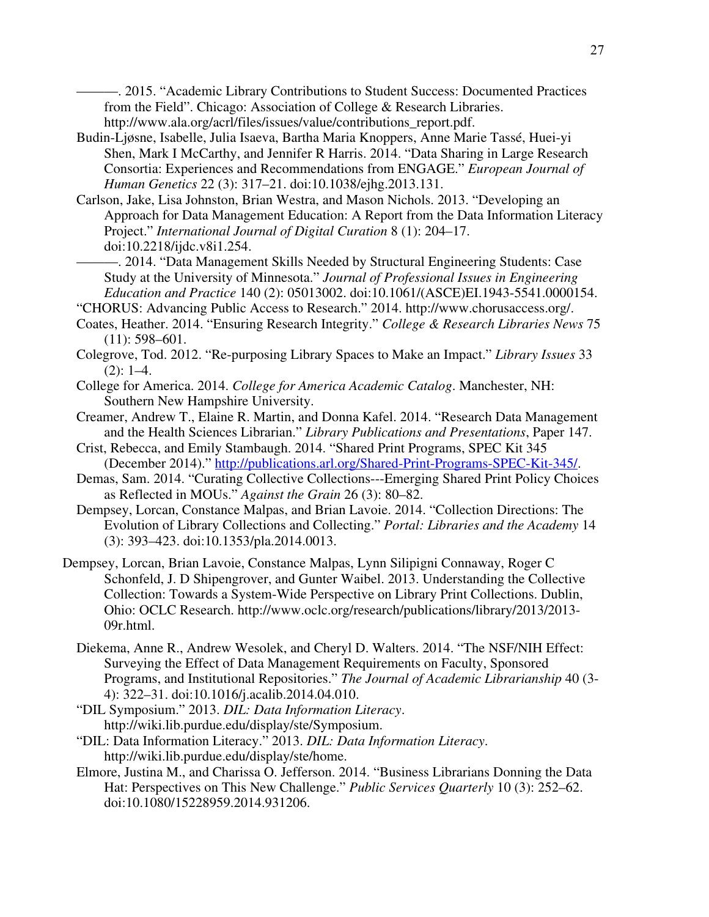———. 2015. “Academic Library Contributions to Student Success: Documented Practices from the Field”. Chicago: Association of College & Research Libraries. http://www.ala.org/acrl/files/issues/value/contributions_report.pdf.

Budin-Ljøsne, Isabelle, Julia Isaeva, Bartha Maria Knoppers, Anne Marie Tassé, Huei-yi Shen, Mark I McCarthy, and Jennifer R Harris. 2014. “Data Sharing in Large Research Consortia: Experiences and Recommendations from ENGAGE.” *European Journal of Human Genetics* 22 (3): 317–21. doi:10.1038/ejhg.2013.131.

Carlson, Jake, Lisa Johnston, Brian Westra, and Mason Nichols. 2013. “Developing an Approach for Data Management Education: A Report from the Data Information Literacy Project.” *International Journal of Digital Curation* 8 (1): 204–17. doi:10.2218/ijdc.v8i1.254.

———. 2014. “Data Management Skills Needed by Structural Engineering Students: Case Study at the University of Minnesota.” *Journal of Professional Issues in Engineering Education and Practice* 140 (2): 05013002. doi:10.1061/(ASCE)EI.1943-5541.0000154.

“CHORUS: Advancing Public Access to Research.” 2014. http://www.chorusaccess.org/.

Coates, Heather. 2014. “Ensuring Research Integrity.” *College & Research Libraries News* 75 (11): 598–601.

Colegrove, Tod. 2012. “Re-purposing Library Spaces to Make an Impact.” *Library Issues* 33 (2): 1–4.

College for America. 2014. *College for America Academic Catalog*. Manchester, NH: Southern New Hampshire University.

Creamer, Andrew T., Elaine R. Martin, and Donna Kafel. 2014. “Research Data Management and the Health Sciences Librarian.” *Library Publications and Presentations*, Paper 147.

Crist, Rebecca, and Emily Stambaugh. 2014. “Shared Print Programs, SPEC Kit 345 (December 2014).” http://publications.arl.org/Shared-Print-Programs-SPEC-Kit-345/.

Demas, Sam. 2014. “Curating Collective Collections---Emerging Shared Print Policy Choices as Reflected in MOUs.” *Against the Grain* 26 (3): 80–82.

Dempsey, Lorcan, Constance Malpas, and Brian Lavoie. 2014. “Collection Directions: The Evolution of Library Collections and Collecting.” *Portal: Libraries and the Academy* 14 (3): 393–423. doi:10.1353/pla.2014.0013.

Dempsey, Lorcan, Brian Lavoie, Constance Malpas, Lynn Silipigni Connaway, Roger C Schonfeld, J. D Shipengrover, and Gunter Waibel. 2013. Understanding the Collective Collection: Towards a System-Wide Perspective on Library Print Collections. Dublin, Ohio: OCLC Research. http://www.oclc.org/research/publications/library/2013/2013-09r.html.

Diekema, Anne R., Andrew Wesolek, and Cheryl D. Walters. 2014. “The NSF/NIH Effect: Surveying the Effect of Data Management Requirements on Faculty, Sponsored Programs, and Institutional Repositories.” *The Journal of Academic Librarianship* 40 (3-4): 322–31. doi:10.1016/j.acalib.2014.04.010.

“DIL Symposium.” 2013. *DIL: Data Information Literacy*. http://wiki.lib.purdue.edu/display/ste/Symposium.

“DIL: Data Information Literacy.” 2013. *DIL: Data Information Literacy*. http://wiki.lib.purdue.edu/display/ste/home.

Elmore, Justina M., and Charissa O. Jefferson. 2014. “Business Librarians Donning the Data Hat: Perspectives on This New Challenge.” *Public Services Quarterly* 10 (3): 252–62. doi:10.1080/15228959.2014.931206.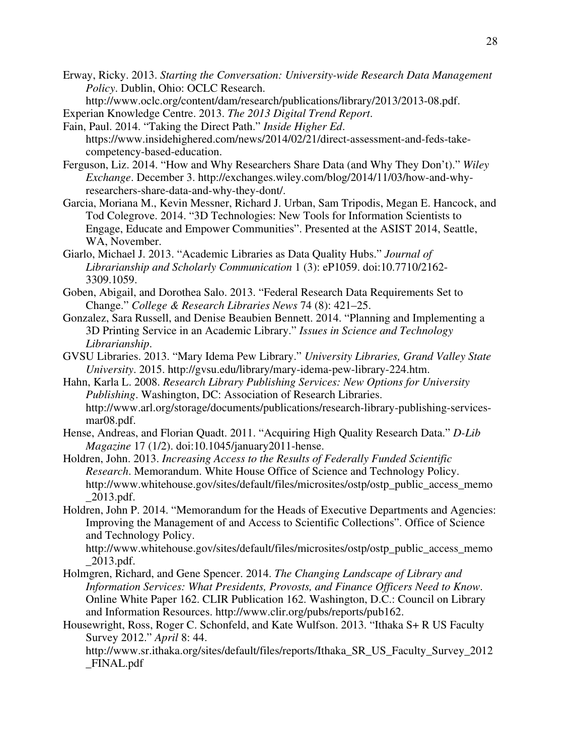Erway, Ricky. 2013. *Starting the Conversation: University-wide Research Data Management Policy*. Dublin, Ohio: OCLC Research. http://www.oclc.org/content/dam/research/publications/library/2013/2013-08.pdf.

Experian Knowledge Centre. 2013. *The 2013 Digital Trend Report*.

Fain, Paul. 2014. "Taking the Direct Path." *Inside Higher Ed*. https://www.insidehighered.com/news/2014/02/21/direct-assessment-and-feds-take-competency-based-education.

Ferguson, Liz. 2014. "How and Why Researchers Share Data (and Why They Don't)." *Wiley Exchange*. December 3. http://exchanges.wiley.com/blog/2014/11/03/how-and-why-researchers-share-data-and-why-they-dont/.

Garcia, Moriana M., Kevin Messner, Richard J. Urban, Sam Tripodis, Megan E. Hancock, and Tod Colegrove. 2014. "3D Technologies: New Tools for Information Scientists to Engage, Educate and Empower Communities". Presented at the ASIST 2014, Seattle, WA, November.

Giarlo, Michael J. 2013. "Academic Libraries as Data Quality Hubs." *Journal of Librarianship and Scholarly Communication* 1 (3): eP1059. doi:10.7710/2162-3309.1059.

Goben, Abigail, and Dorothea Salo. 2013. "Federal Research Data Requirements Set to Change." *College & Research Libraries News* 74 (8): 421–25.

Gonzalez, Sara Russell, and Denise Beaubien Bennett. 2014. "Planning and Implementing a 3D Printing Service in an Academic Library." *Issues in Science and Technology Librarianship*.

GVSU Libraries. 2013. "Mary Idema Pew Library." *University Libraries, Grand Valley State University*. 2015. http://gvsu.edu/library/mary-idema-pew-library-224.htm.

Hahn, Karla L. 2008. *Research Library Publishing Services: New Options for University Publishing*. Washington, DC: Association of Research Libraries. http://www.arl.org/storage/documents/publications/research-library-publishing-services-mar08.pdf.

Hense, Andreas, and Florian Quadt. 2011. "Acquiring High Quality Research Data." *D-Lib Magazine* 17 (1/2). doi:10.1045/january2011-hense.

Holdren, John. 2013. *Increasing Access to the Results of Federally Funded Scientific Research*. Memorandum. White House Office of Science and Technology Policy. http://www.whitehouse.gov/sites/default/files/microsites/ostp/ostp_public_access_memo_2013.pdf.

Holdren, John P. 2014. "Memorandum for the Heads of Executive Departments and Agencies: Improving the Management of and Access to Scientific Collections". Office of Science and Technology Policy. http://www.whitehouse.gov/sites/default/files/microsites/ostp/ostp_public_access_memo_2013.pdf.

Holmgren, Richard, and Gene Spencer. 2014. *The Changing Landscape of Library and Information Services: What Presidents, Provosts, and Finance Officers Need to Know*. Online White Paper 162. CLIR Publication 162. Washington, D.C.: Council on Library and Information Resources. http://www.clir.org/pubs/reports/pub162.

Housewright, Ross, Roger C. Schonfeld, and Kate Wulfson. 2013. "Ithaka S+ R US Faculty Survey 2012." *April* 8: 44. http://www.sr.ithaka.org/sites/default/files/reports/Ithaka_SR_US_Faculty_Survey_2012_FINAL.pdf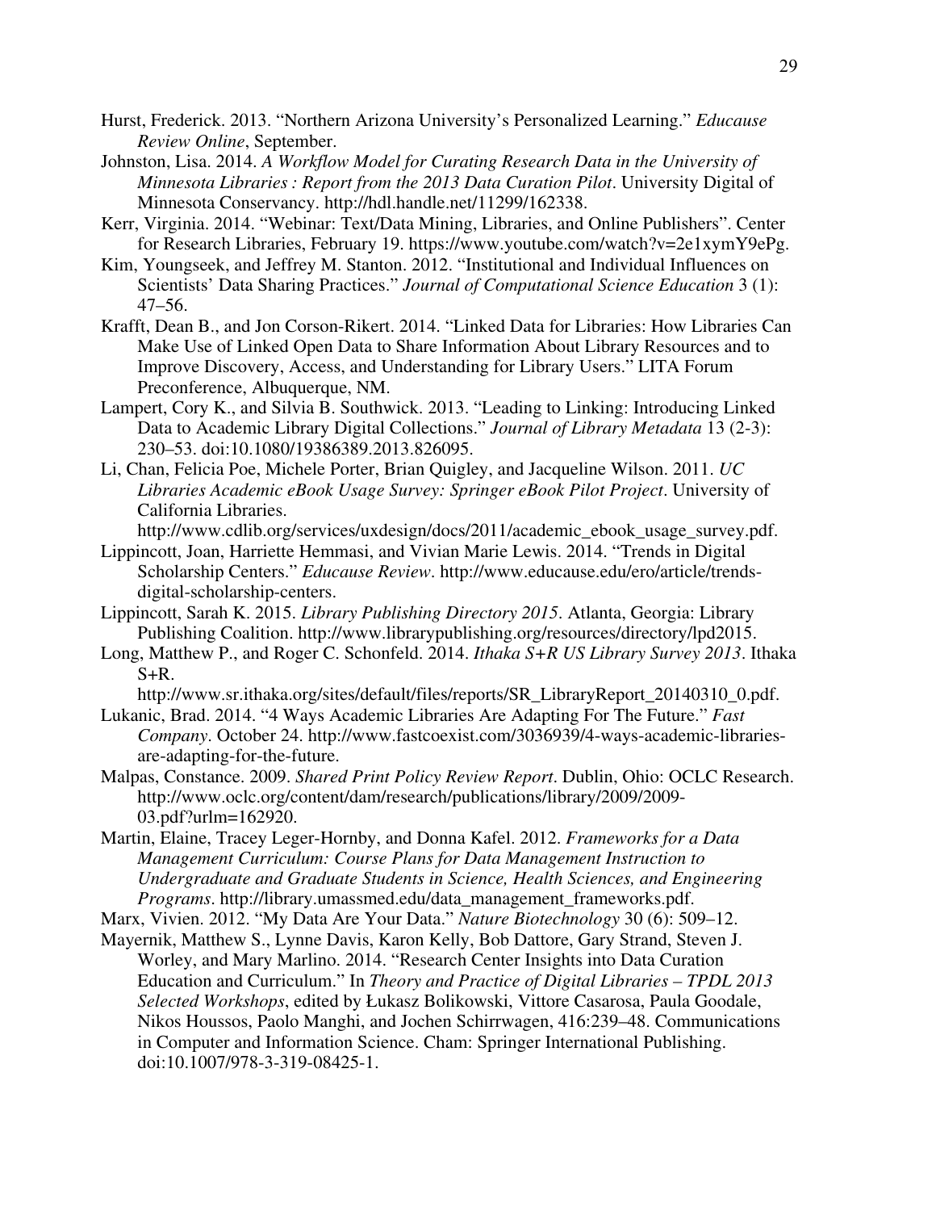Hurst, Frederick. 2013. "Northern Arizona University's Personalized Learning." *Educause Review Online*, September.

Johnston, Lisa. 2014. *A Workflow Model for Curating Research Data in the University of Minnesota Libraries : Report from the 2013 Data Curation Pilot*. University Digital of Minnesota Conservancy. http://hdl.handle.net/11299/162338.

Kerr, Virginia. 2014. "Webinar: Text/Data Mining, Libraries, and Online Publishers". Center for Research Libraries, February 19. https://www.youtube.com/watch?v=2e1xymY9ePg.

Kim, Youngseek, and Jeffrey M. Stanton. 2012. "Institutional and Individual Influences on Scientists' Data Sharing Practices." *Journal of Computational Science Education* 3 (1): 47–56.

Krafft, Dean B., and Jon Corson-Rikert. 2014. "Linked Data for Libraries: How Libraries Can Make Use of Linked Open Data to Share Information About Library Resources and to Improve Discovery, Access, and Understanding for Library Users." LITA Forum Preconference, Albuquerque, NM.

Lampert, Cory K., and Silvia B. Southwick. 2013. "Leading to Linking: Introducing Linked Data to Academic Library Digital Collections." *Journal of Library Metadata* 13 (2-3): 230–53. doi:10.1080/19386389.2013.826095.

Li, Chan, Felicia Poe, Michele Porter, Brian Quigley, and Jacqueline Wilson. 2011. *UC Libraries Academic eBook Usage Survey: Springer eBook Pilot Project*. University of California Libraries. http://www.cdlib.org/services/uxdesign/docs/2011/academic_ebook_usage_survey.pdf.

Lippincott, Joan, Harriette Hemmasi, and Vivian Marie Lewis. 2014. "Trends in Digital Scholarship Centers." *Educause Review*. http://www.educause.edu/ero/article/trends-digital-scholarship-centers.

Lippincott, Sarah K. 2015. *Library Publishing Directory 2015*. Atlanta, Georgia: Library Publishing Coalition. http://www.librarypublishing.org/resources/directory/lpd2015.

Long, Matthew P., and Roger C. Schonfeld. 2014. *Ithaka S+R US Library Survey 2013*. Ithaka S+R. http://www.sr.ithaka.org/sites/default/files/reports/SR_LibraryReport_20140310_0.pdf.

Lukanic, Brad. 2014. "4 Ways Academic Libraries Are Adapting For The Future." *Fast Company*. October 24. http://www.fastcoexist.com/3036939/4-ways-academic-libraries-are-adapting-for-the-future.

Malpas, Constance. 2009. *Shared Print Policy Review Report*. Dublin, Ohio: OCLC Research. http://www.oclc.org/content/dam/research/publications/library/2009/2009-03.pdf?urlm=162920.

Martin, Elaine, Tracey Leger-Hornby, and Donna Kafel. 2012. *Frameworks for a Data Management Curriculum: Course Plans for Data Management Instruction to Undergraduate and Graduate Students in Science, Health Sciences, and Engineering Programs*. http://library.umassmed.edu/data_management_frameworks.pdf.

Marx, Vivien. 2012. "My Data Are Your Data." *Nature Biotechnology* 30 (6): 509–12.

Mayernik, Matthew S., Lynne Davis, Karon Kelly, Bob Dattore, Gary Strand, Steven J. Worley, and Mary Marlino. 2014. "Research Center Insights into Data Curation Education and Curriculum." In *Theory and Practice of Digital Libraries – TPDL 2013 Selected Workshops*, edited by Łukasz Bolikowski, Vittore Casarosa, Paula Goodale, Nikos Houssos, Paolo Manghi, and Jochen Schirrwagen, 416:239–48. Communications in Computer and Information Science. Cham: Springer International Publishing. doi:10.1007/978-3-319-08425-1.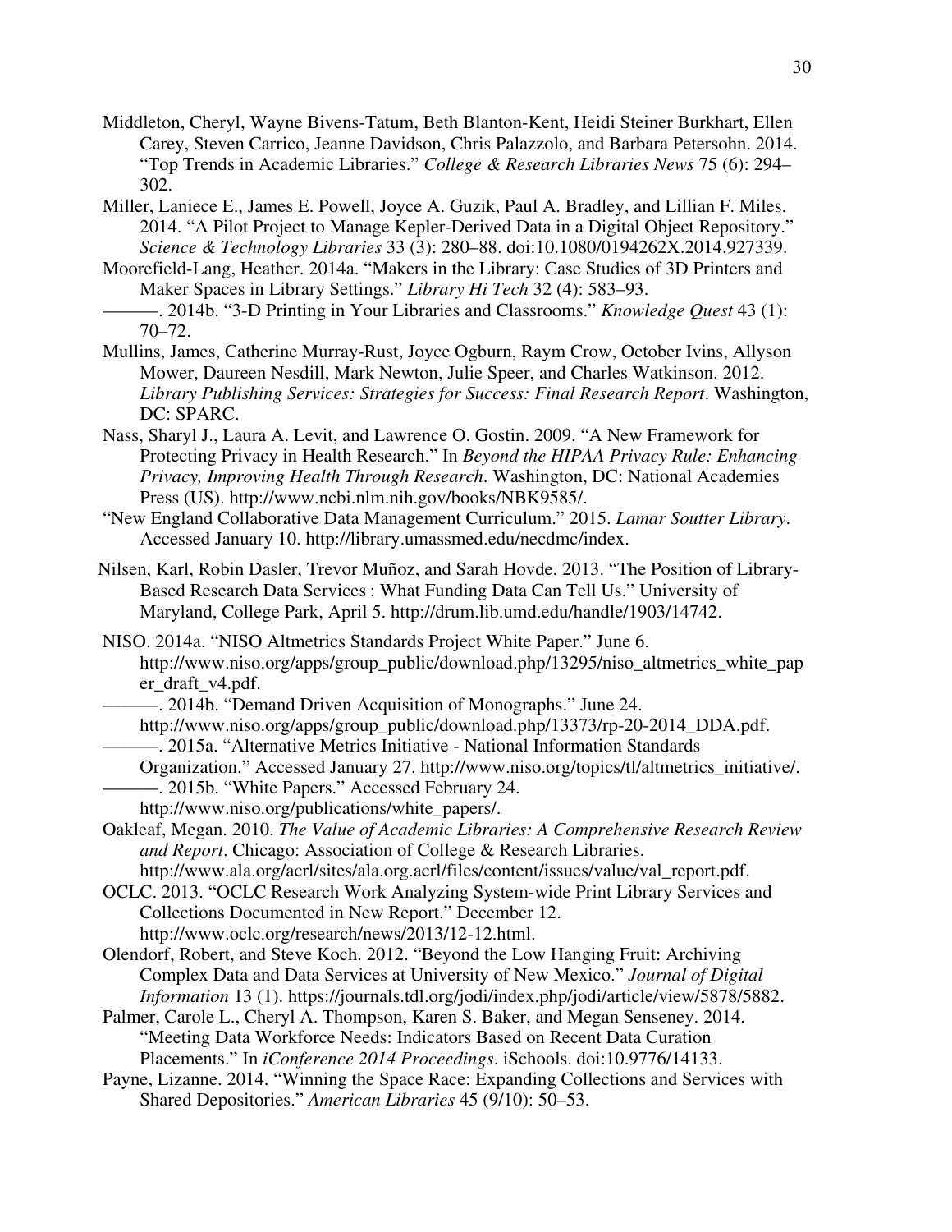Middleton, Cheryl, Wayne Bivens-Tatum, Beth Blanton-Kent, Heidi Steiner Burkhart, Ellen Carey, Steven Carrico, Jeanne Davidson, Chris Palazzolo, and Barbara Petersohn. 2014. "Top Trends in Academic Libraries." *College & Research Libraries News* 75 (6): 294–302.

Miller, Laniece E., James E. Powell, Joyce A. Guzik, Paul A. Bradley, and Lillian F. Miles. 2014. "A Pilot Project to Manage Kepler-Derived Data in a Digital Object Repository." *Science & Technology Libraries* 33 (3): 280–88. doi:10.1080/0194262X.2014.927339.

Moorefield-Lang, Heather. 2014a. "Makers in the Library: Case Studies of 3D Printers and Maker Spaces in Library Settings." *Library Hi Tech* 32 (4): 583–93.

———. 2014b. "3-D Printing in Your Libraries and Classrooms." *Knowledge Quest* 43 (1): 70–72.

Mullins, James, Catherine Murray-Rust, Joyce Ogburn, Raym Crow, October Ivins, Allyson Mower, Daureen Nesdill, Mark Newton, Julie Speer, and Charles Watkinson. 2012. *Library Publishing Services: Strategies for Success: Final Research Report*. Washington, DC: SPARC.

Nass, Sharyl J., Laura A. Levit, and Lawrence O. Gostin. 2009. "A New Framework for Protecting Privacy in Health Research." In *Beyond the HIPAA Privacy Rule: Enhancing Privacy, Improving Health Through Research*. Washington, DC: National Academies Press (US). http://www.ncbi.nlm.nih.gov/books/NBK9585/.

"New England Collaborative Data Management Curriculum." 2015. *Lamar Soutter Library*. Accessed January 10. http://library.umassmed.edu/necdmc/index.

Nilsen, Karl, Robin Dasler, Trevor Muñoz, and Sarah Hovde. 2013. "The Position of Library-Based Research Data Services : What Funding Data Can Tell Us." University of Maryland, College Park, April 5. http://drum.lib.umd.edu/handle/1903/14742.

NISO. 2014a. "NISO Altmetrics Standards Project White Paper." June 6. http://www.niso.org/apps/group_public/download.php/13295/niso_altmetrics_white_paper_draft_v4.pdf.

———. 2014b. "Demand Driven Acquisition of Monographs." June 24. http://www.niso.org/apps/group_public/download.php/13373/rp-20-2014_DDA.pdf.

———. 2015a. "Alternative Metrics Initiative - National Information Standards Organization." Accessed January 27. http://www.niso.org/topics/tl/altmetrics_initiative/.

———. 2015b. "White Papers." Accessed February 24. http://www.niso.org/publications/white_papers/.

Oakleaf, Megan. 2010. *The Value of Academic Libraries: A Comprehensive Research Review and Report*. Chicago: Association of College & Research Libraries. http://www.ala.org/acrl/sites/ala.org.acrl/files/content/issues/value/val_report.pdf.

OCLC. 2013. "OCLC Research Work Analyzing System-wide Print Library Services and Collections Documented in New Report." December 12. http://www.oclc.org/research/news/2013/12-12.html.

Olendorf, Robert, and Steve Koch. 2012. "Beyond the Low Hanging Fruit: Archiving Complex Data and Data Services at University of New Mexico." *Journal of Digital Information* 13 (1). https://journals.tdl.org/jodi/index.php/jodi/article/view/5878/5882.

Palmer, Carole L., Cheryl A. Thompson, Karen S. Baker, and Megan Senseney. 2014. "Meeting Data Workforce Needs: Indicators Based on Recent Data Curation Placements." In *iConference 2014 Proceedings*. iSchools. doi:10.9776/14133.

Payne, Lizanne. 2014. "Winning the Space Race: Expanding Collections and Services with Shared Depositories." *American Libraries* 45 (9/10): 50–53.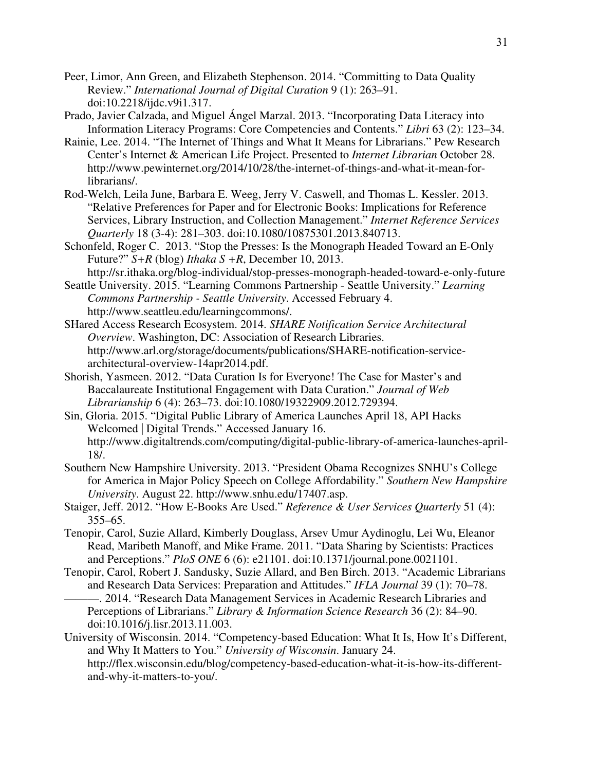Peer, Limor, Ann Green, and Elizabeth Stephenson. 2014. "Committing to Data Quality Review." *International Journal of Digital Curation* 9 (1): 263–91. doi:10.2218/ijdc.v9i1.317.

Prado, Javier Calzada, and Miguel Ángel Marzal. 2013. "Incorporating Data Literacy into Information Literacy Programs: Core Competencies and Contents." *Libri* 63 (2): 123–34.

Rainie, Lee. 2014. "The Internet of Things and What It Means for Librarians." Pew Research Center's Internet & American Life Project. Presented to *Internet Librarian* October 28. http://www.pewinternet.org/2014/10/28/the-internet-of-things-and-what-it-mean-for-librarians/.

Rod-Welch, Leila June, Barbara E. Weeg, Jerry V. Caswell, and Thomas L. Kessler. 2013. "Relative Preferences for Paper and for Electronic Books: Implications for Reference Services, Library Instruction, and Collection Management." *Internet Reference Services Quarterly* 18 (3-4): 281–303. doi:10.1080/10875301.2013.840713.

Schonfeld, Roger C. 2013. "Stop the Presses: Is the Monograph Headed Toward an E-Only Future?" *S+R* (blog) *Ithaka S +R*, December 10, 2013. http://sr.ithaka.org/blog-individual/stop-presses-monograph-headed-toward-e-only-future

Seattle University. 2015. "Learning Commons Partnership - Seattle University." *Learning Commons Partnership - Seattle University*. Accessed February 4. http://www.seattleu.edu/learningcommons/.

SHared Access Research Ecosystem. 2014. *SHARE Notification Service Architectural Overview*. Washington, DC: Association of Research Libraries. http://www.arl.org/storage/documents/publications/SHARE-notification-service-architectural-overview-14apr2014.pdf.

Shorish, Yasmeen. 2012. "Data Curation Is for Everyone! The Case for Master's and Baccalaureate Institutional Engagement with Data Curation." *Journal of Web Librarianship* 6 (4): 263–73. doi:10.1080/19322909.2012.729394.

Sin, Gloria. 2015. "Digital Public Library of America Launches April 18, API Hacks Welcomed | Digital Trends." Accessed January 16. http://www.digitaltrends.com/computing/digital-public-library-of-america-launches-april-18/.

Southern New Hampshire University. 2013. "President Obama Recognizes SNHU's College for America in Major Policy Speech on College Affordability." *Southern New Hampshire University*. August 22. http://www.snhu.edu/17407.asp.

Staiger, Jeff. 2012. "How E-Books Are Used." *Reference & User Services Quarterly* 51 (4): 355–65.

Tenopir, Carol, Suzie Allard, Kimberly Douglass, Arsev Umur Aydinoglu, Lei Wu, Eleanor Read, Maribeth Manoff, and Mike Frame. 2011. "Data Sharing by Scientists: Practices and Perceptions." *PloS ONE* 6 (6): e21101. doi:10.1371/journal.pone.0021101.

Tenopir, Carol, Robert J. Sandusky, Suzie Allard, and Ben Birch. 2013. "Academic Librarians and Research Data Services: Preparation and Attitudes." *IFLA Journal* 39 (1): 70–78.

———. 2014. "Research Data Management Services in Academic Research Libraries and Perceptions of Librarians." *Library & Information Science Research* 36 (2): 84–90. doi:10.1016/j.lisr.2013.11.003.

University of Wisconsin. 2014. "Competency-based Education: What It Is, How It's Different, and Why It Matters to You." *University of Wisconsin*. January 24. http://flex.wisconsin.edu/blog/competency-based-education-what-it-is-how-its-different-and-why-it-matters-to-you/.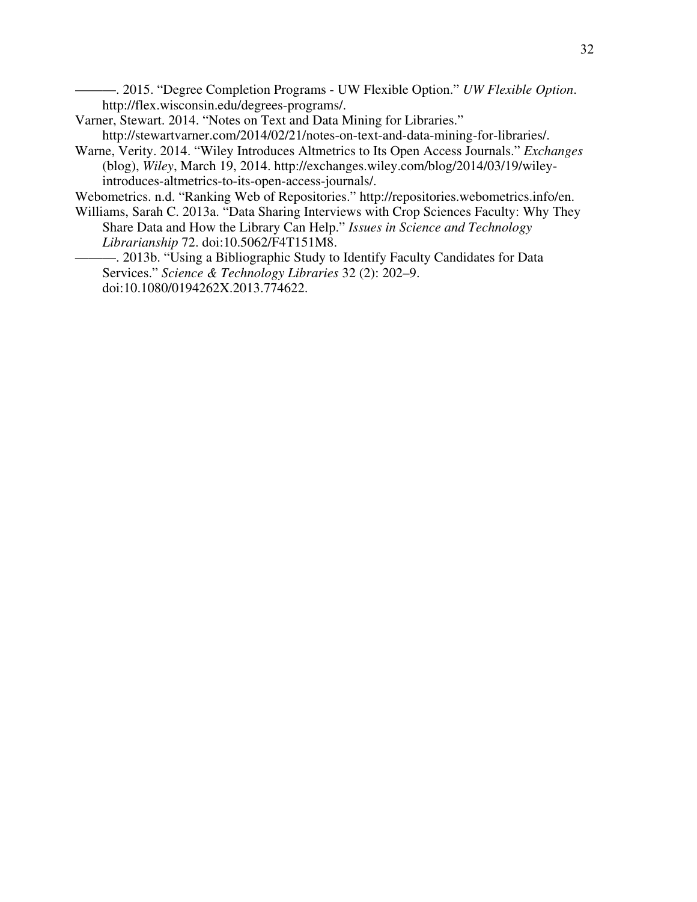———. 2015. "Degree Completion Programs - UW Flexible Option." *UW Flexible Option*. http://flex.wisconsin.edu/degrees-programs/.

Varner, Stewart. 2014. "Notes on Text and Data Mining for Libraries." http://stewartvarner.com/2014/02/21/notes-on-text-and-data-mining-for-libraries/.

Warne, Verity. 2014. "Wiley Introduces Altmetrics to Its Open Access Journals." *Exchanges* (blog), *Wiley*, March 19, 2014. http://exchanges.wiley.com/blog/2014/03/19/wiley-introduces-altmetrics-to-its-open-access-journals/.

Webometrics. n.d. "Ranking Web of Repositories." http://repositories.webometrics.info/en.

Williams, Sarah C. 2013a. "Data Sharing Interviews with Crop Sciences Faculty: Why They Share Data and How the Library Can Help." *Issues in Science and Technology Librarianship* 72. doi:10.5062/F4T151M8.

———. 2013b. "Using a Bibliographic Study to Identify Faculty Candidates for Data Services." *Science & Technology Libraries* 32 (2): 202–9. doi:10.1080/0194262X.2013.774622.